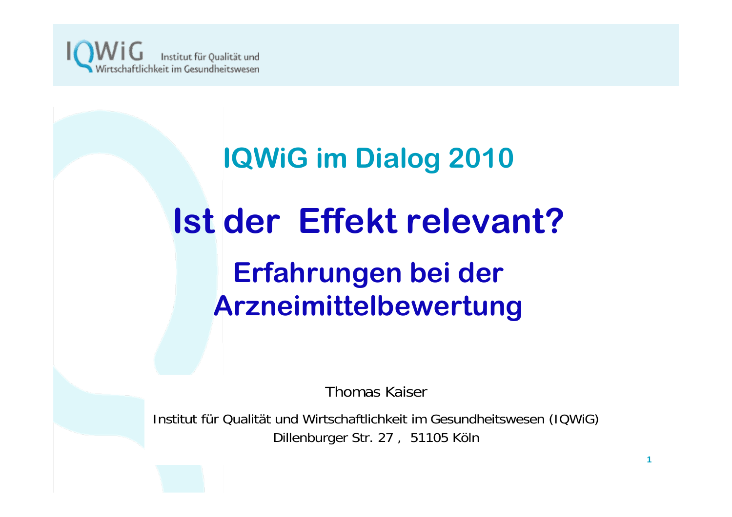IQWiG Institut für Qualität und Wirtschaftlichkeit im Gesundheitswesen

## IQWiG im Dialog 2010

# Ist der Effekt relevant?

## Erfahrungen bei der Arzneimittelbewertung

Thomas Kaiser

Institut für Qualität und Wirtschaftlichkeit im Gesundheitswesen (IQWiG)
Dillenburger Str. 27 , 51105 Köln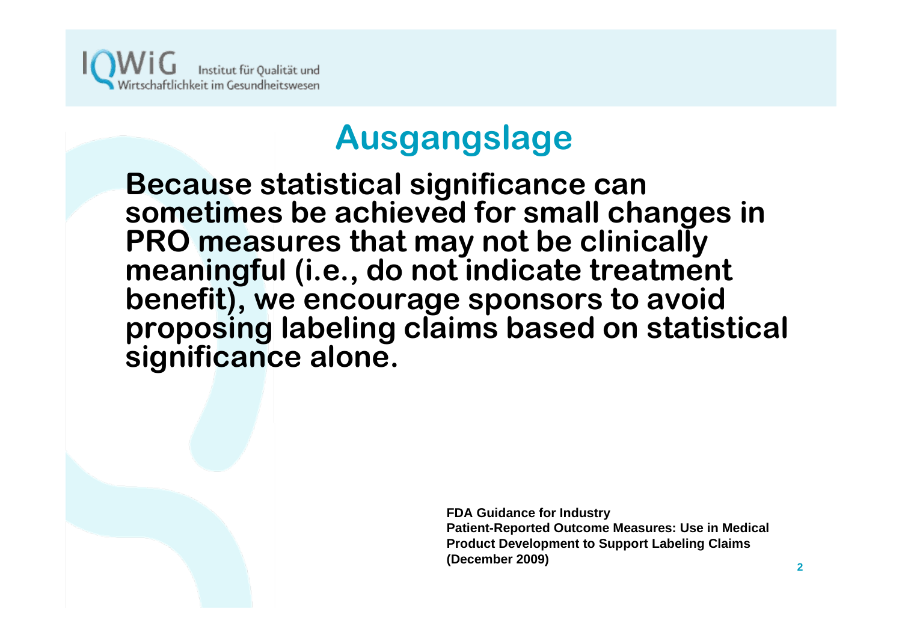# Ausgangslage

**Because statistical significance can sometimes be achieved for small changes in PRO measures that may not be clinically meaningful (i.e., do not indicate treatment benefit), we encourage sponsors to avoid proposing labeling claims based on statistical significance alone.**

**FDA Guidance for Industry**
**Patient-Reported Outcome Measures: Use in Medical Product Development to Support Labeling Claims (December 2009)**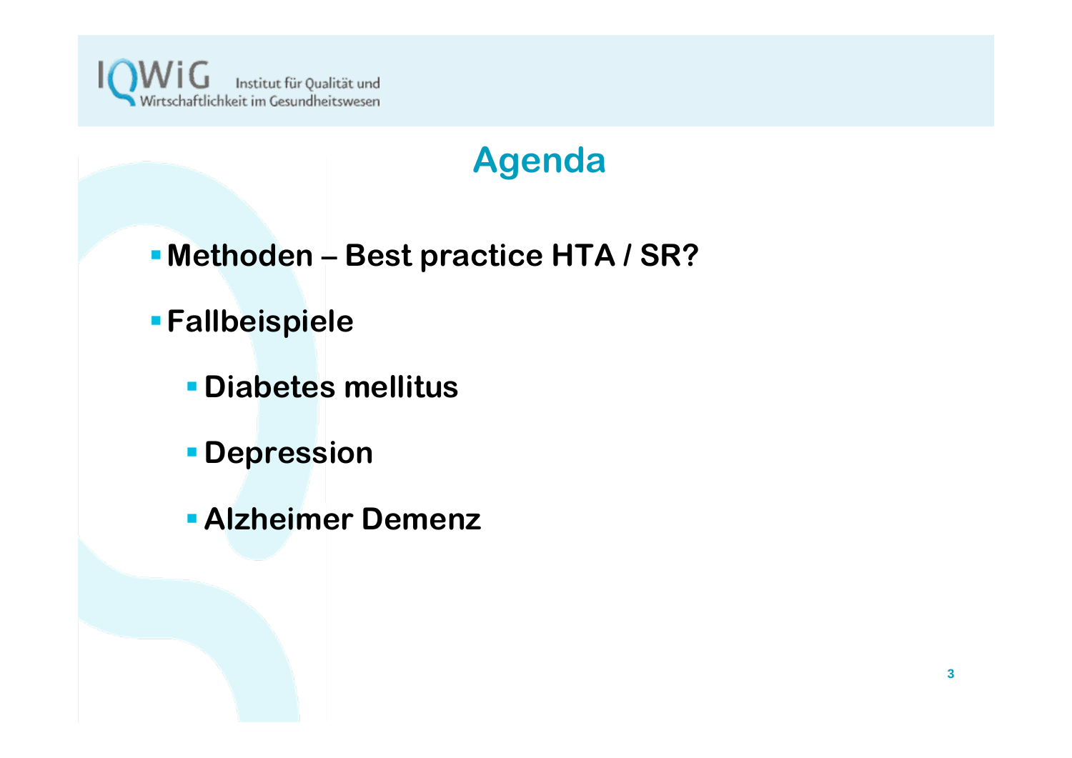# Agenda

- **Methoden – Best practice HTA / SR?**
- **Fallbeispiele**
  - **Diabetes mellitus**
  - **Depression**
  - **Alzheimer Demenz**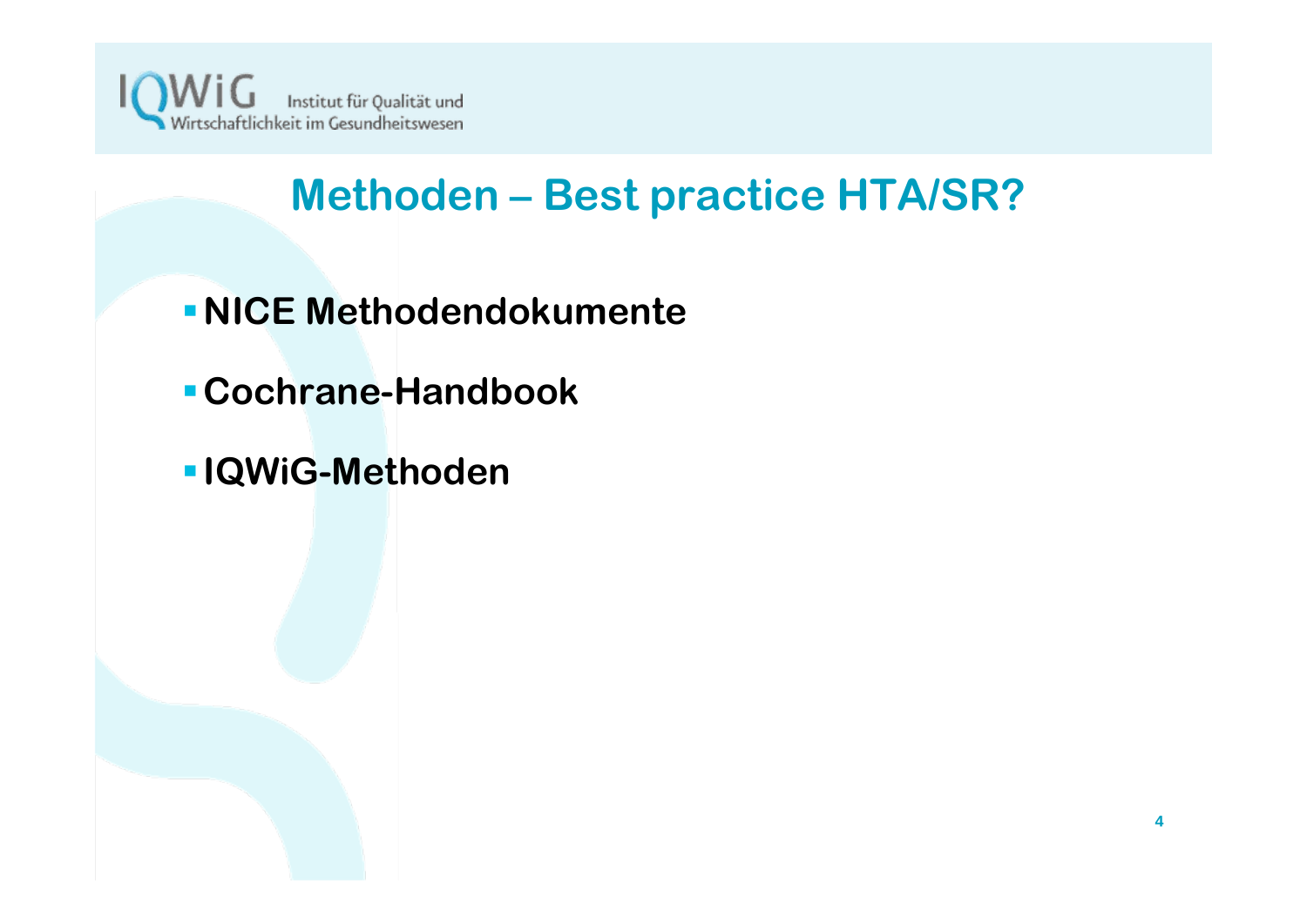# Methoden – Best practice HTA/SR?

- **NICE Methodendokumente**
- **Cochrane-Handbook**
- **IQWiG-Methoden**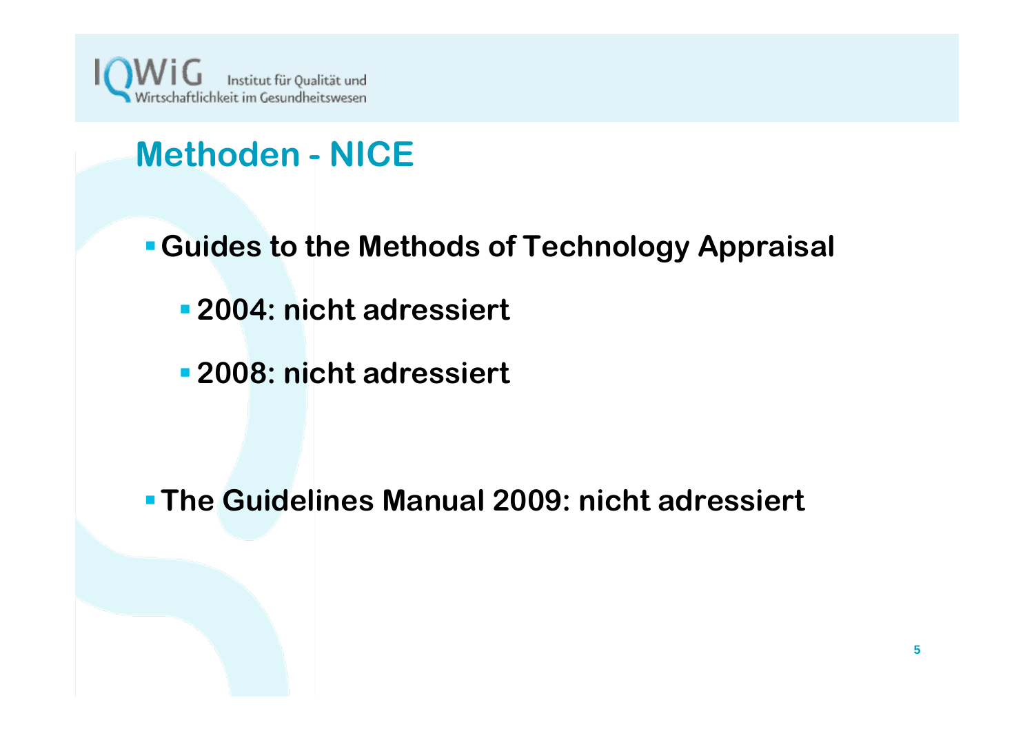# Methoden - NICE

- **Guides to the Methods of Technology Appraisal**
  - **2004: nicht adressiert**
  - **2008: nicht adressiert**

- **The Guidelines Manual 2009: nicht adressiert**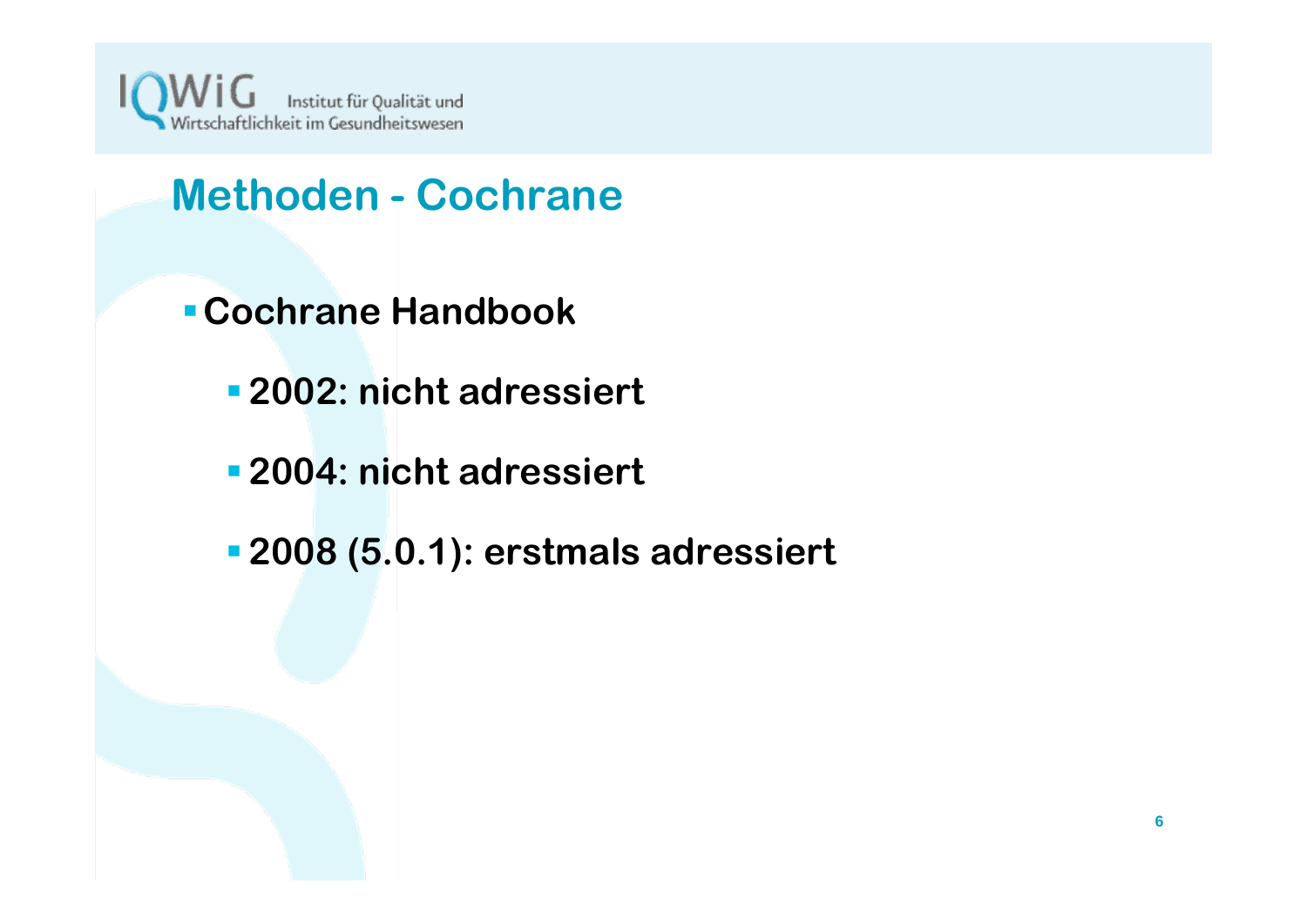# Methoden - Cochrane

- Cochrane Handbook
  - 2002: nicht adressiert
  - 2004: nicht adressiert
  - 2008 (5.0.1): erstmals adressiert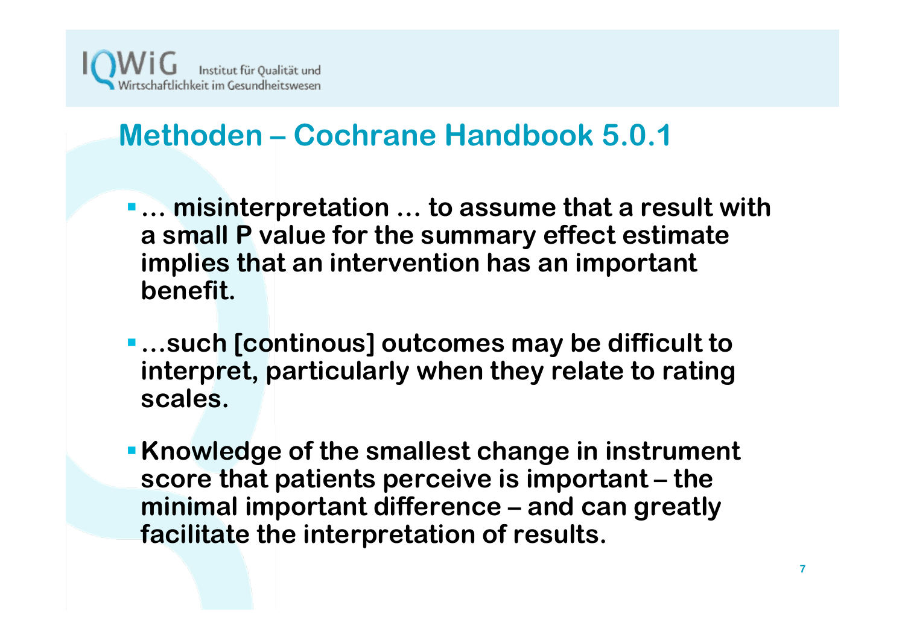## Methoden – Cochrane Handbook 5.0.1

- … misinterpretation … to assume that a result with a small P value for the summary effect estimate implies that an intervention has an important benefit.
- …such [continous] outcomes may be difficult to interpret, particularly when they relate to rating scales.
- Knowledge of the smallest change in instrument score that patients perceive is important – the minimal important difference – and can greatly facilitate the interpretation of results.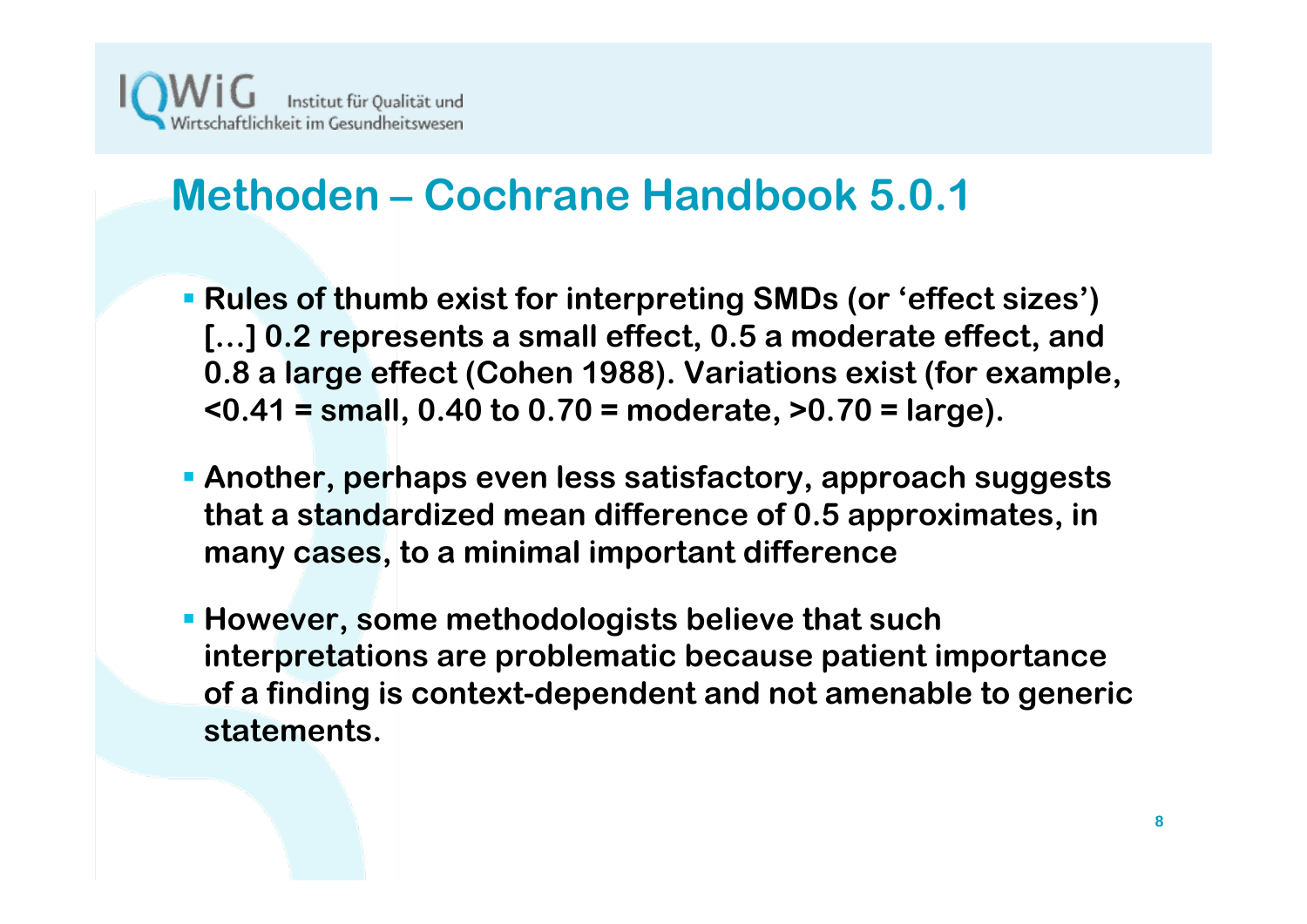# Methoden – Cochrane Handbook 5.0.1

- **Rules of thumb exist for interpreting SMDs (or 'effect sizes') [...] 0.2 represents a small effect, 0.5 a moderate effect, and 0.8 a large effect (Cohen 1988). Variations exist (for example, <0.41 = small, 0.40 to 0.70 = moderate, >0.70 = large).**
- **Another, perhaps even less satisfactory, approach suggests that a standardized mean difference of 0.5 approximates, in many cases, to a minimal important difference**
- **However, some methodologists believe that such interpretations are problematic because patient importance of a finding is context-dependent and not amenable to generic statements.**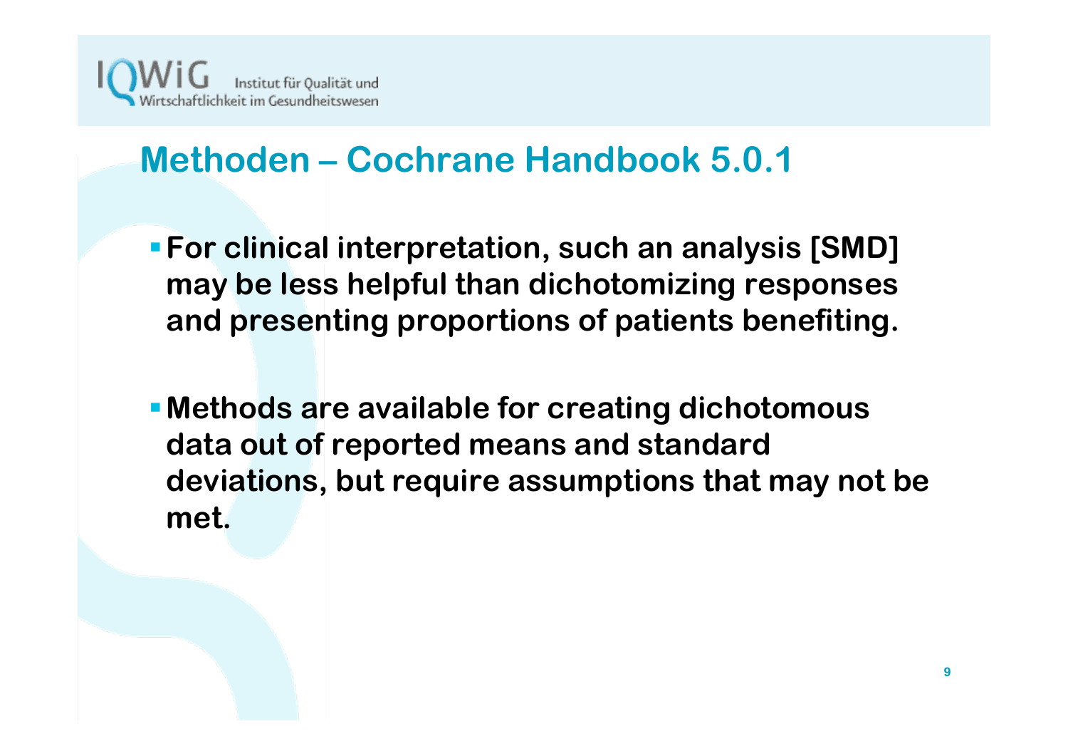# Methoden – Cochrane Handbook 5.0.1

- For clinical interpretation, such an analysis [SMD] may be less helpful than dichotomizing responses and presenting proportions of patients benefiting.

- Methods are available for creating dichotomous data out of reported means and standard deviations, but require assumptions that may not be met.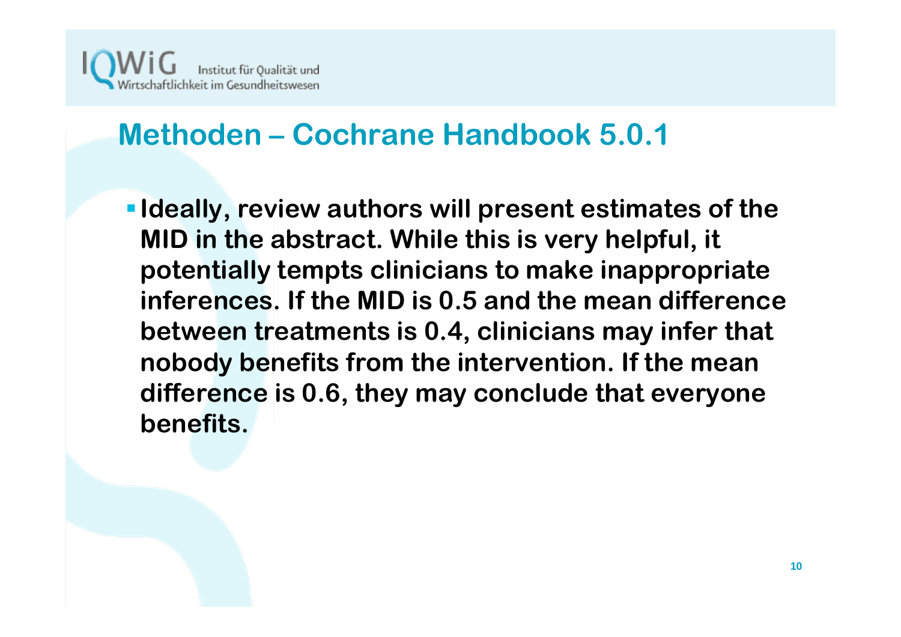## Methoden – Cochrane Handbook 5.0.1

- **Ideally, review authors will present estimates of the MID in the abstract. While this is very helpful, it potentially tempts clinicians to make inappropriate inferences. If the MID is 0.5 and the mean difference between treatments is 0.4, clinicians may infer that nobody benefits from the intervention. If the mean difference is 0.6, they may conclude that everyone benefits.**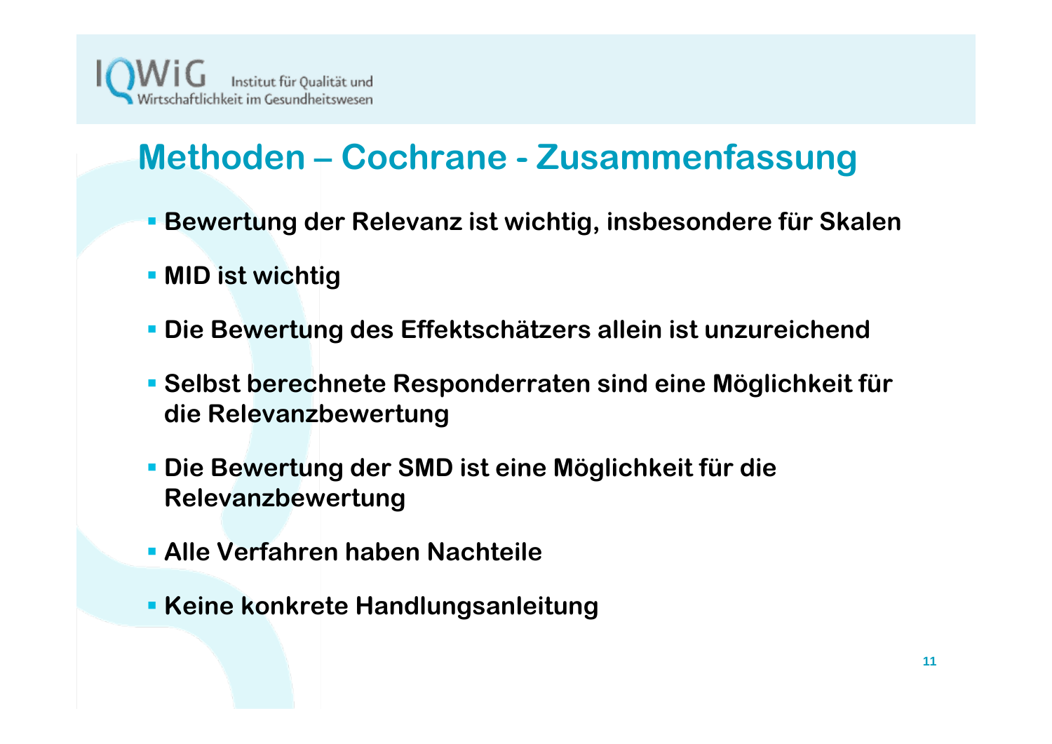## Methoden – Cochrane - Zusammenfassung

- **Bewertung der Relevanz ist wichtig, insbesondere für Skalen**
- **MID ist wichtig**
- **Die Bewertung des Effektschätzers allein ist unzureichend**
- **Selbst berechnete Responderraten sind eine Möglichkeit für die Relevanzbewertung**
- **Die Bewertung der SMD ist eine Möglichkeit für die Relevanzbewertung**
- **Alle Verfahren haben Nachteile**
- **Keine konkrete Handlungsanleitung**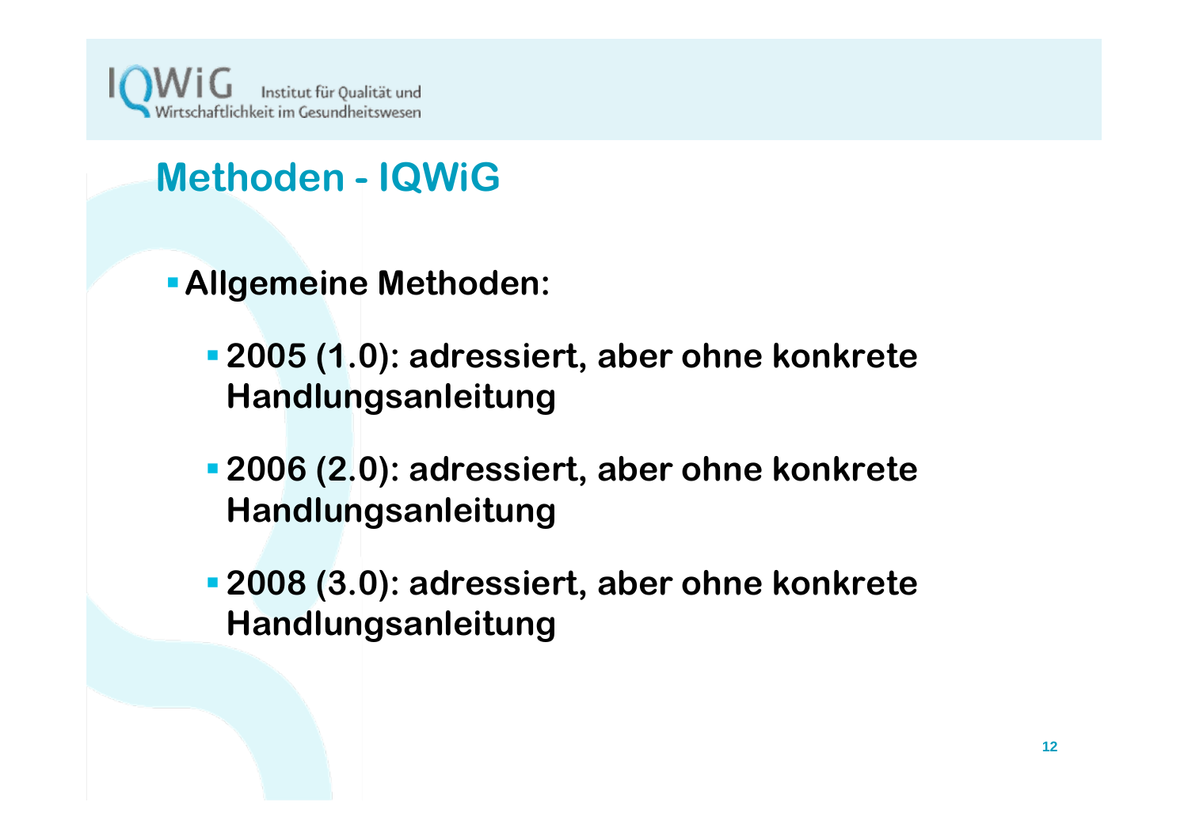## Methoden - IQWiG

- **Allgemeine Methoden:**
  - **2005 (1.0): adressiert, aber ohne konkrete Handlungsanleitung**
  - **2006 (2.0): adressiert, aber ohne konkrete Handlungsanleitung**
  - **2008 (3.0): adressiert, aber ohne konkrete Handlungsanleitung**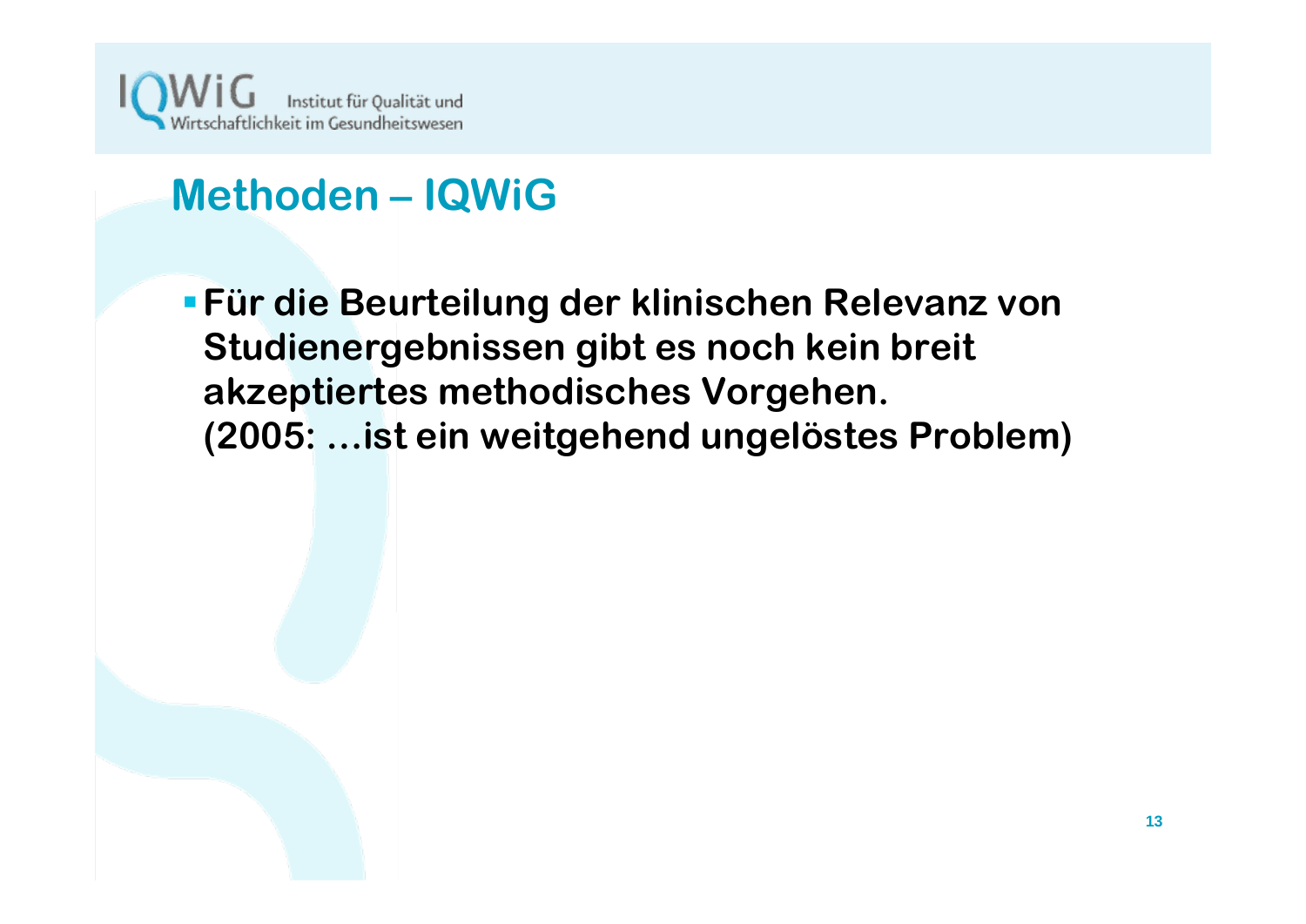## Methoden – IQWiG

- **Für die Beurteilung der klinischen Relevanz von Studienergebnissen gibt es noch kein breit akzeptiertes methodisches Vorgehen. (2005: …ist ein weitgehend ungelöstes Problem)**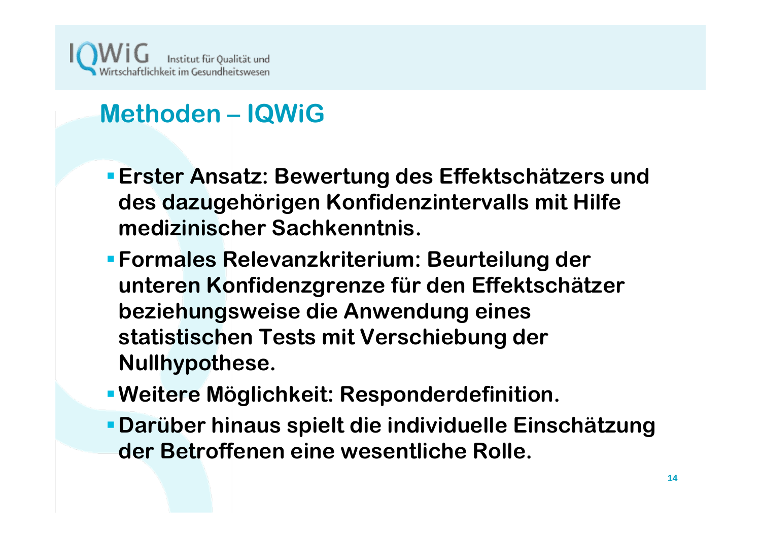## Methoden – IQWiG

- **Erster Ansatz: Bewertung des Effektschätzers und des dazugehörigen Konfidenzintervalls mit Hilfe medizinischer Sachkenntnis.**
- **Formales Relevanzkriterium: Beurteilung der unteren Konfidenzgrenze für den Effektschätzer beziehungsweise die Anwendung eines statistischen Tests mit Verschiebung der Nullhypothese.**
- **Weitere Möglichkeit: Responderdefinition.**
- **Darüber hinaus spielt die individuelle Einschätzung der Betroffenen eine wesentliche Rolle.**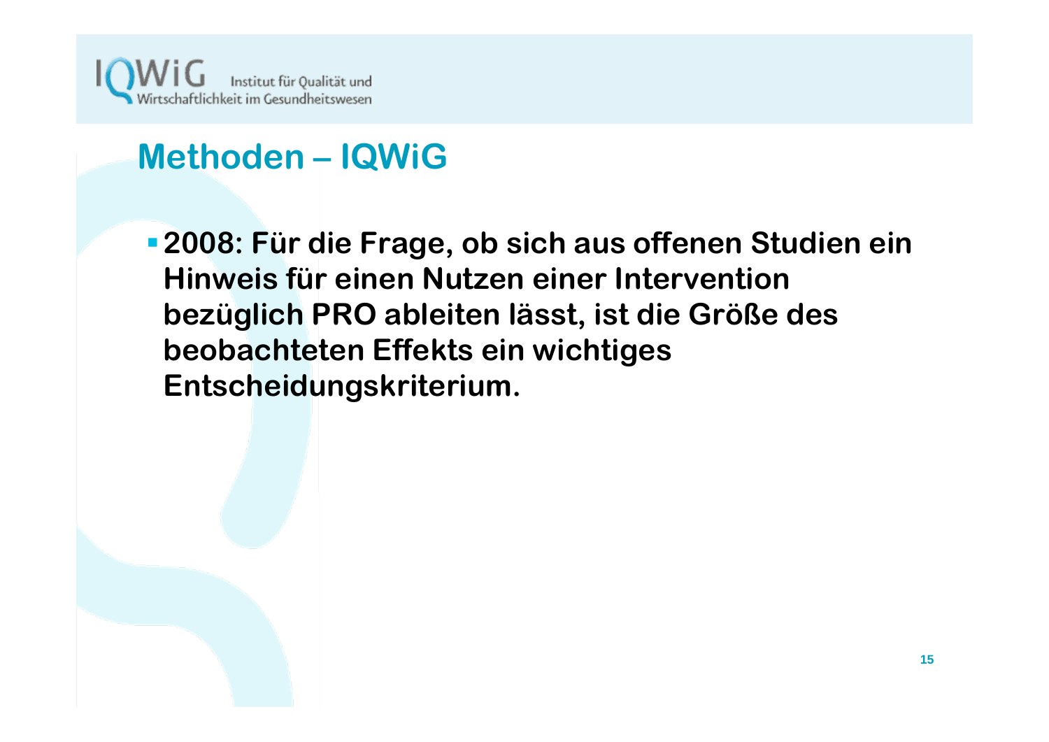## Methoden – IQWiG

- **2008: Für die Frage, ob sich aus offenen Studien ein Hinweis für einen Nutzen einer Intervention bezüglich PRO ableiten lässt, ist die Größe des beobachteten Effekts ein wichtiges Entscheidungskriterium.**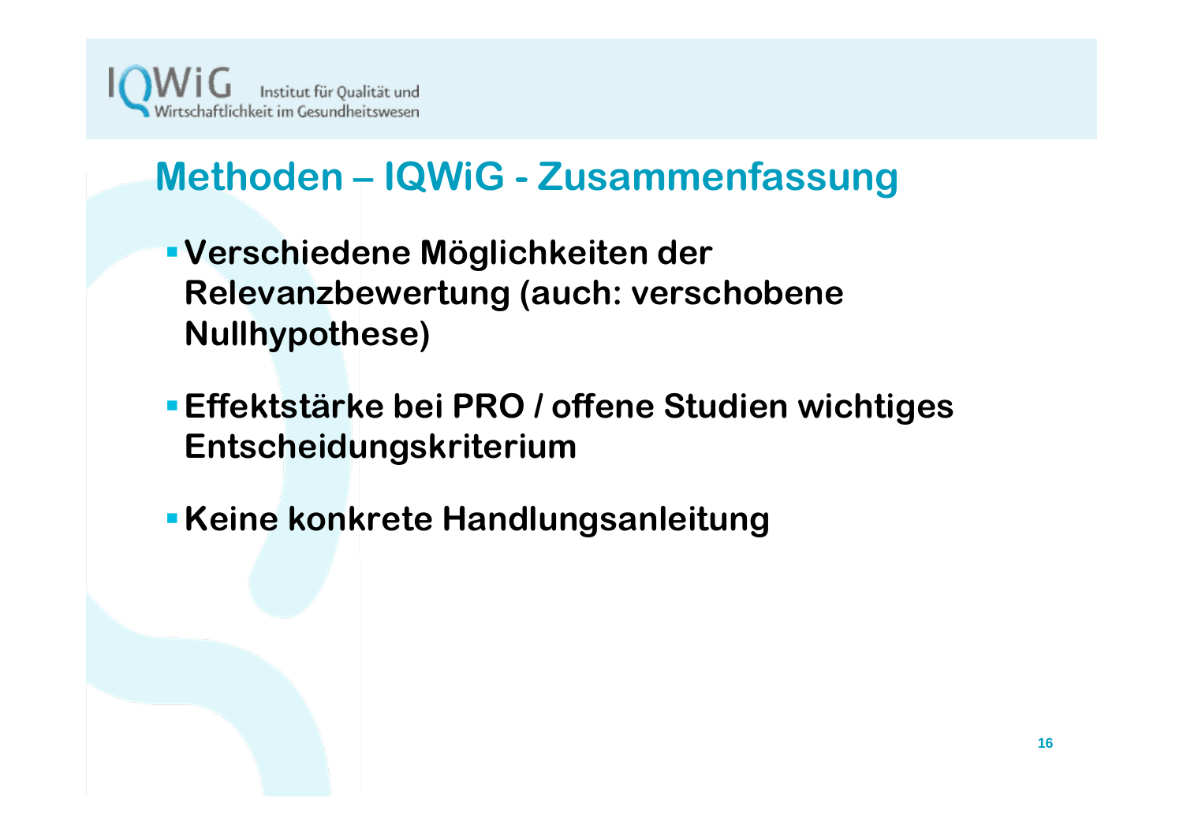## Methoden – IQWiG - Zusammenfassung

- **Verschiedene Möglichkeiten der Relevanzbewertung (auch: verschobene Nullhypothese)**
- **Effektstärke bei PRO / offene Studien wichtiges Entscheidungskriterium**
- **Keine konkrete Handlungsanleitung**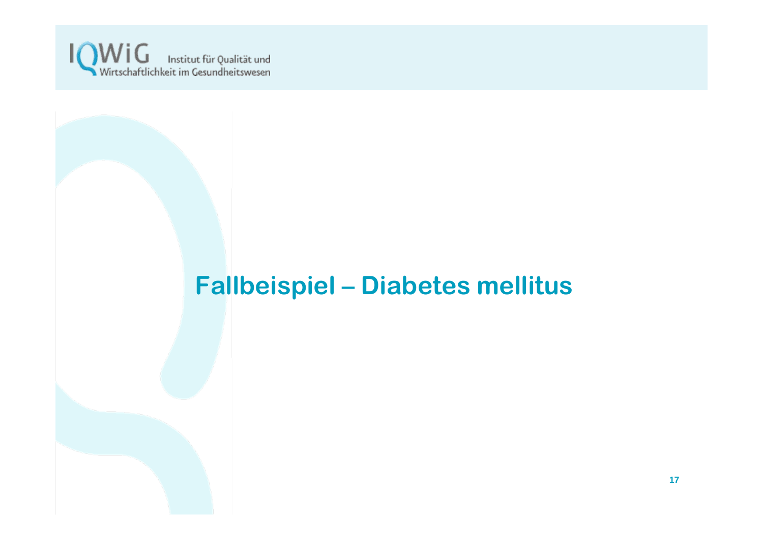# Fallbeispiel – Diabetes mellitus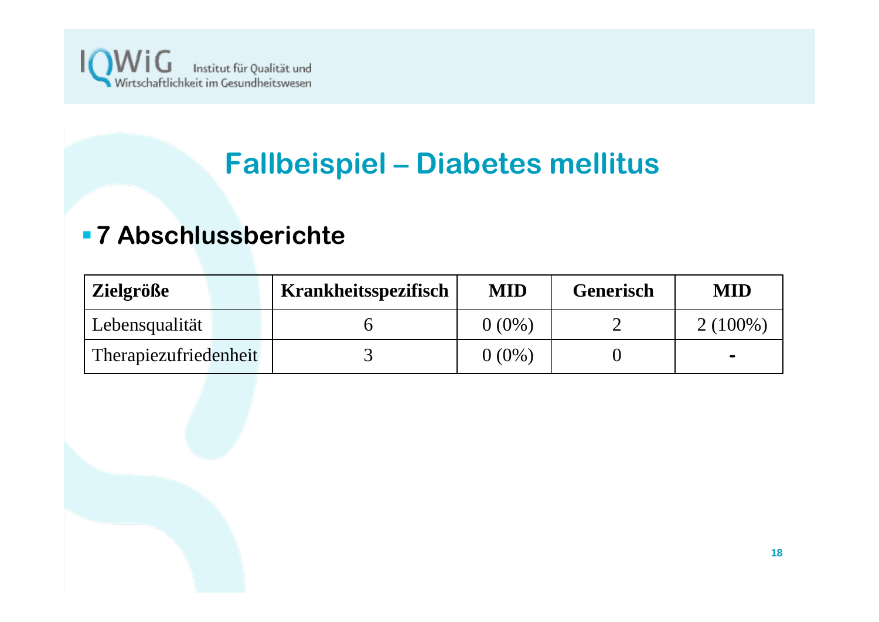# Fallbeispiel – Diabetes mellitus

- **7 Abschlussberichte**

| Zielgröße | Krankheitsspezifisch | MID | Generisch | MID |
|---|---|---|---|---|
| Lebensqualität | 6 | 0 (0%) | 2 | 2 (100%) |
| Therapiezufriedenheit | 3 | 0 (0%) | 0 | - |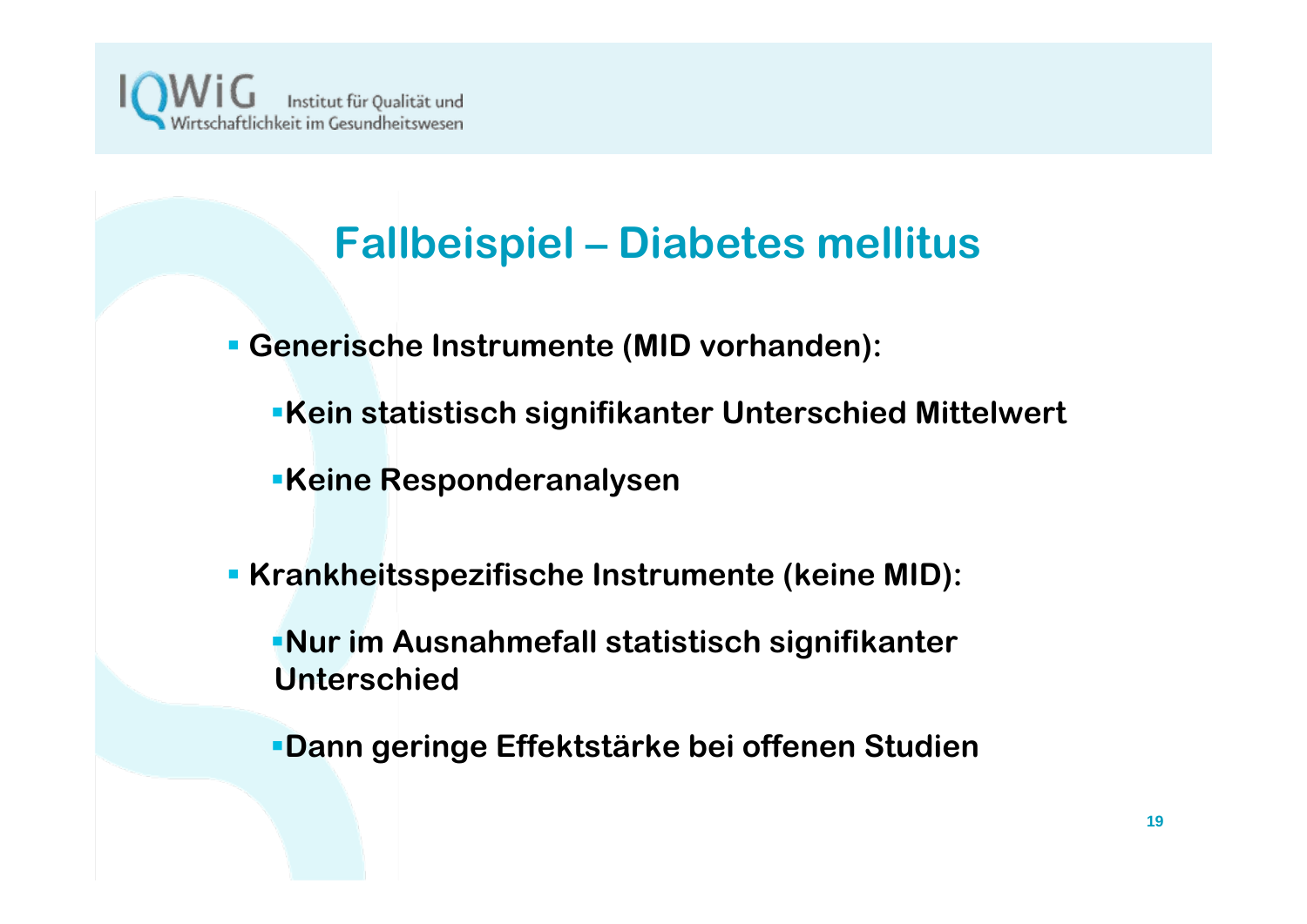# Fallbeispiel – Diabetes mellitus

- **Generische Instrumente (MID vorhanden):**
  - **Kein statistisch signifikanter Unterschied Mittelwert**
  - **Keine Responderanalysen**
- **Krankheitsspezifische Instrumente (keine MID):**
  - **Nur im Ausnahmefall statistisch signifikanter Unterschied**
  - **Dann geringe Effektstärke bei offenen Studien**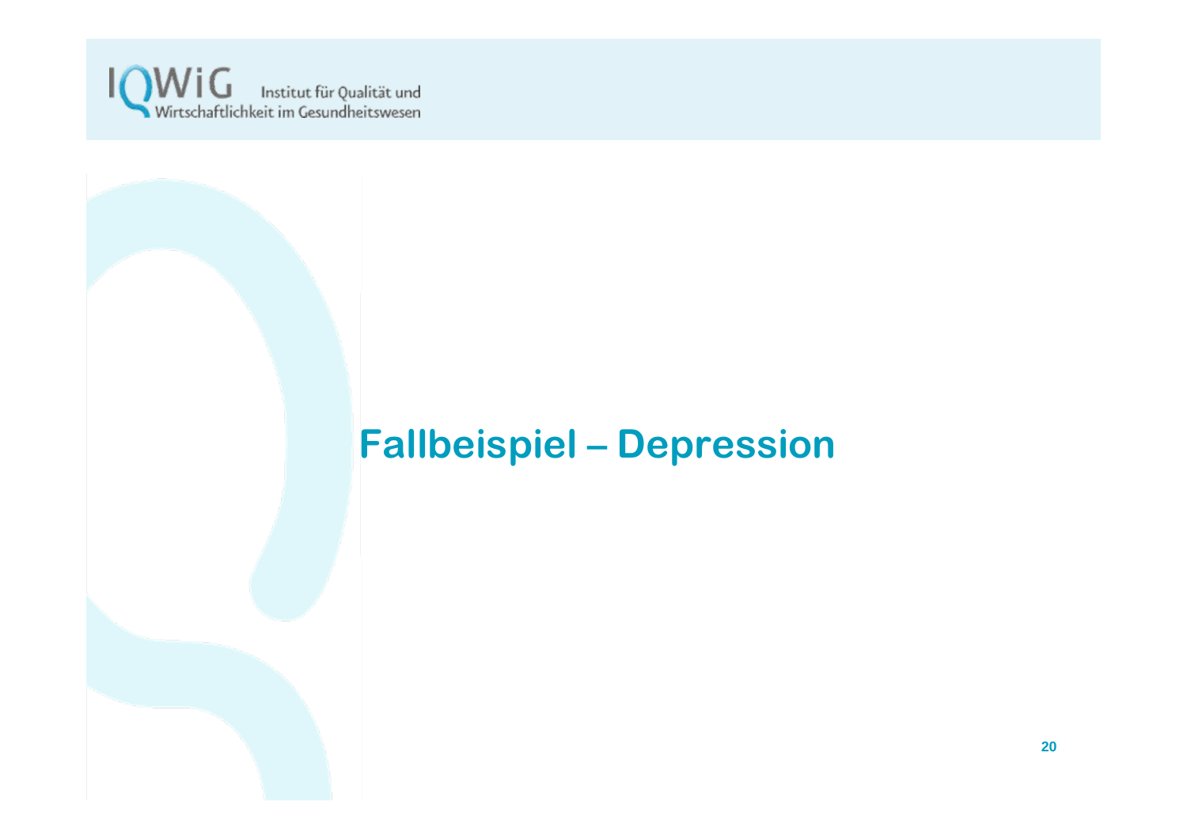# Fallbeispiel – Depression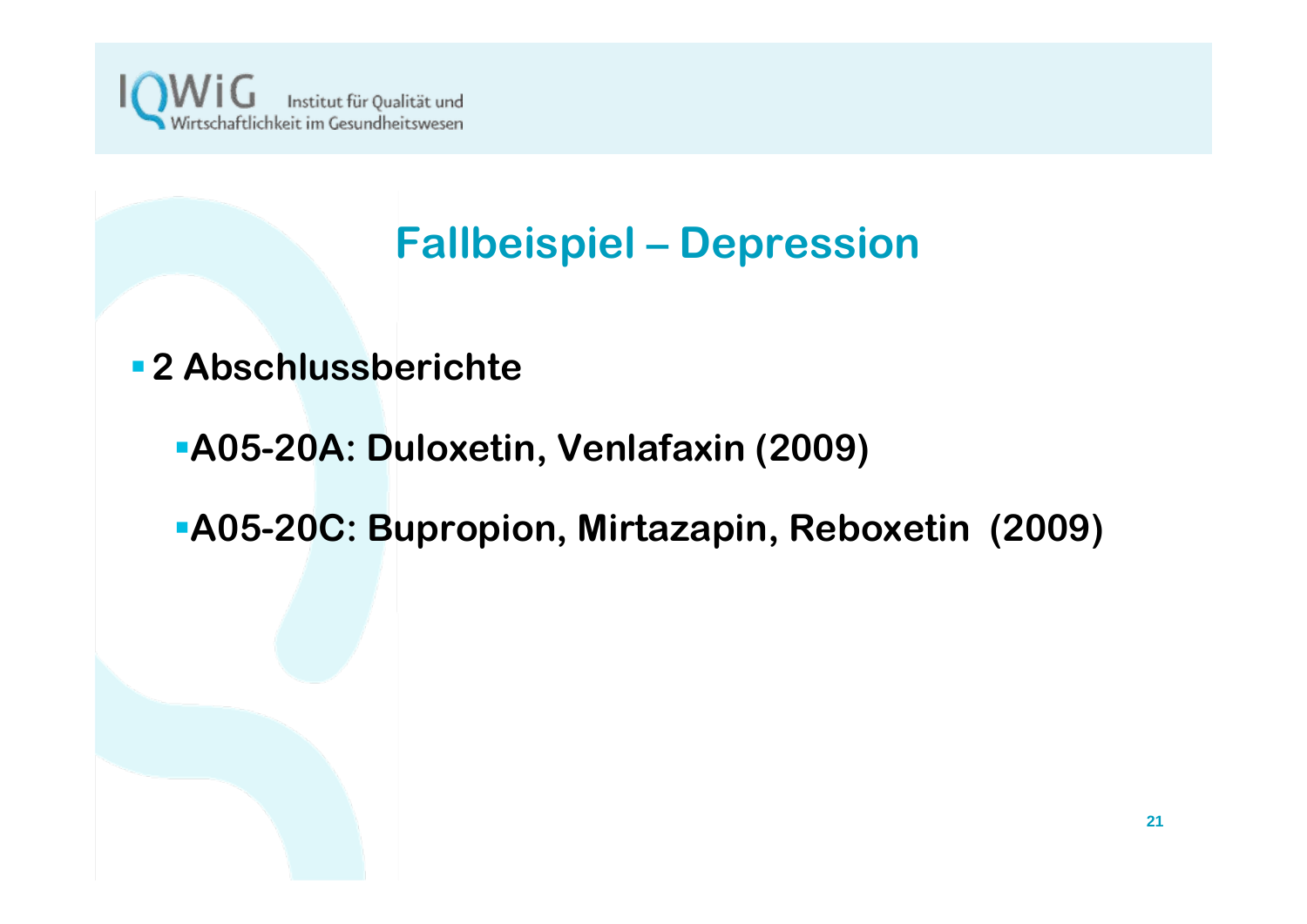# Fallbeispiel – Depression

- **2 Abschlussberichte**
  - **A05-20A: Duloxetin, Venlafaxin (2009)**
  - **A05-20C: Bupropion, Mirtazapin, Reboxetin (2009)**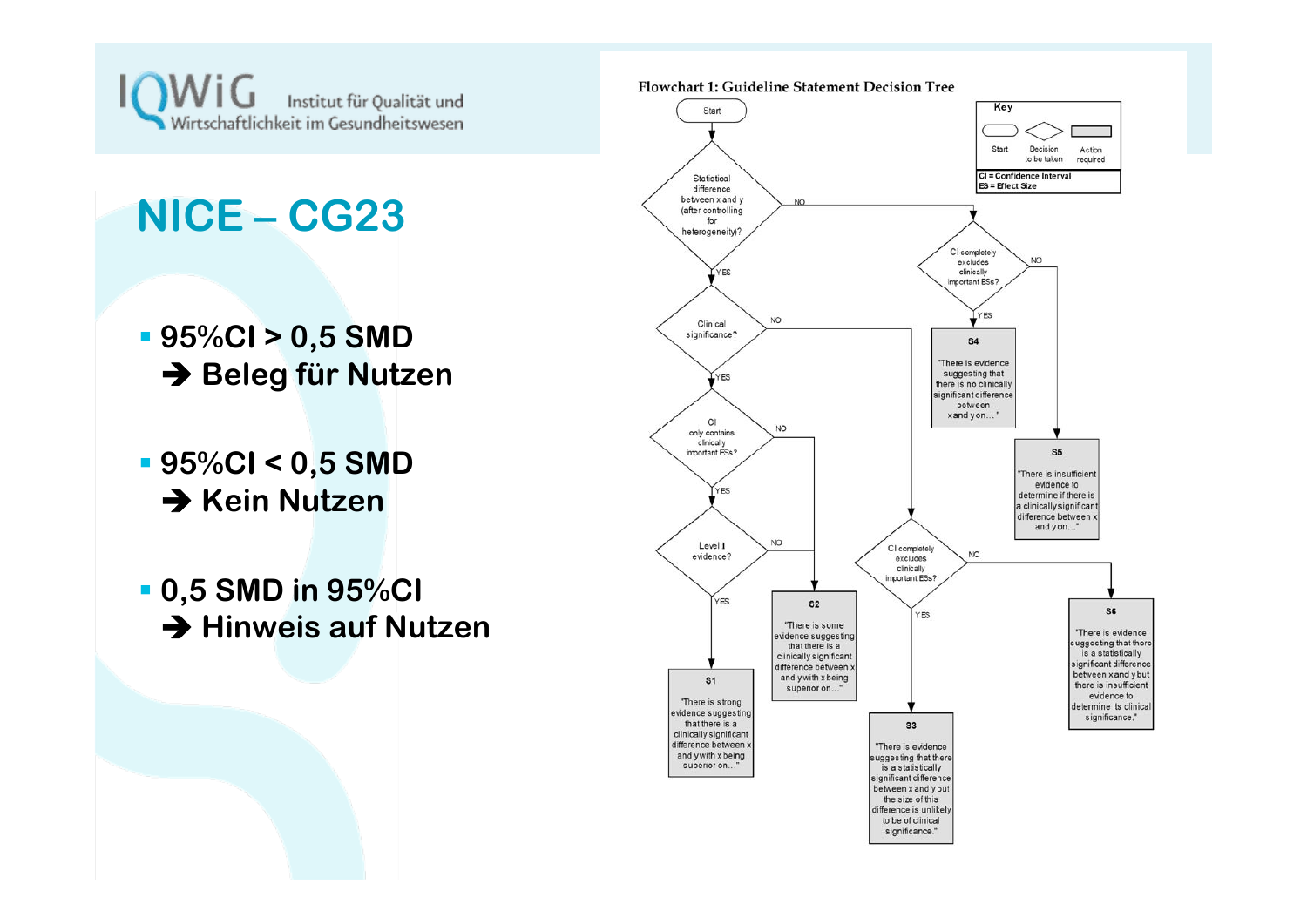# NICE – CG23

- 95%CI > 0,5 SMD
  ➔ Beleg für Nutzen
- 95%CI < 0,5 SMD
  ➔ Kein Nutzen
- 0,5 SMD in 95%CI
  ➔ Hinweis auf Nutzen

**Flowchart 1: Guideline Statement Decision Tree**

Key: Start | Decision to be taken | Action required

CI = Confidence Interval
ES = Effect Size

Start

Statistical difference between x and y (after controlling for heterogeneity)?
- YES → Clinical significance?
  - YES → CI only contains clinically important ESs?
    - YES → Level I evidence?
      - YES → **S1** "There is strong evidence suggesting that there is a clinically significant difference between x and y with x being superior on..."
      - NO → **S2** "There is some evidence suggesting that there is a clinically significant difference between x and y with x being superior on..."
    - NO → **S2**
  - NO → CI completely excludes clinically important ESs?
    - YES → **S3** "There is evidence suggesting that there is a statistically significant difference between x and y but the size of this difference is unlikely to be of clinical significance."
    - NO → **S6** "There is evidence suggesting that there is a statistically significant difference between x and y but there is insufficient evidence to determine its clinical significance."
- NO → CI completely excludes clinically important ESs?
  - YES → **S4** "There is evidence suggesting that there is no clinically significant difference between x and y on..."
  - NO → **S5** "There is insufficient evidence to determine if there is a clinically significant difference between x and y on..."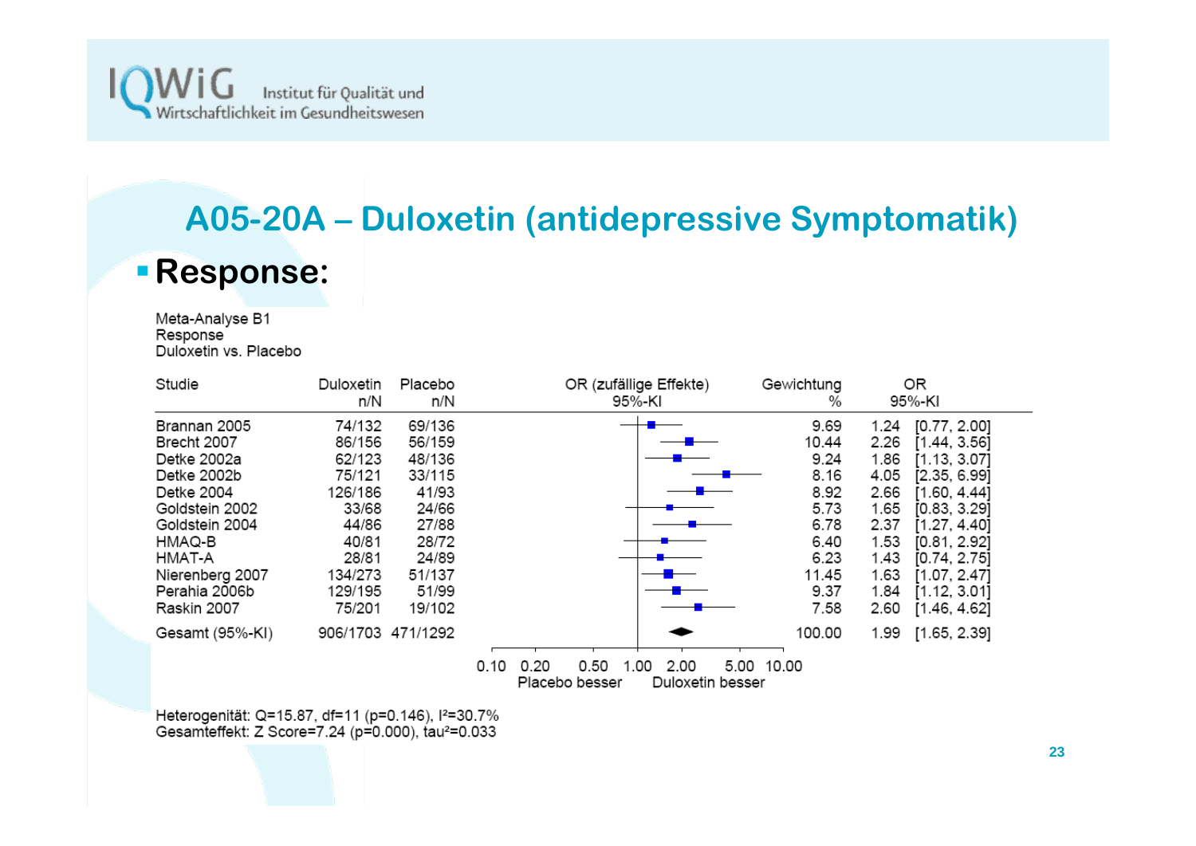## A05-20A – Duloxetin (antidepressive Symptomatik)

- **Response:**

Meta-Analyse B1
Response
Duloxetin vs. Placebo

| Studie | Duloxetin n/N | Placebo n/N | OR (zufällige Effekte) 95%-KI | Gewichtung % | OR 95%-KI |
|---|---|---|---|---|---|
| Brannan 2005 | 74/132 | 69/136 | | 9.69 | 1.24 [0.77, 2.00] |
| Brecht 2007 | 86/156 | 56/159 | | 10.44 | 2.26 [1.44, 3.56] |
| Detke 2002a | 62/123 | 48/136 | | 9.24 | 1.86 [1.13, 3.07] |
| Detke 2002b | 75/121 | 33/115 | | 8.16 | 4.05 [2.35, 6.99] |
| Detke 2004 | 126/186 | 41/93 | | 8.92 | 2.66 [1.60, 4.44] |
| Goldstein 2002 | 33/68 | 24/66 | | 5.73 | 1.65 [0.83, 3.29] |
| Goldstein 2004 | 44/86 | 27/88 | | 6.78 | 2.37 [1.27, 4.40] |
| HMAQ-B | 40/81 | 28/72 | | 6.40 | 1.53 [0.81, 2.92] |
| HMAT-A | 28/81 | 24/89 | | 6.23 | 1.43 [0.74, 2.75] |
| Nierenberg 2007 | 134/273 | 51/137 | | 11.45 | 1.63 [1.07, 2.47] |
| Perahia 2006b | 129/195 | 51/99 | | 9.37 | 1.84 [1.12, 3.01] |
| Raskin 2007 | 75/201 | 19/102 | | 7.58 | 2.60 [1.46, 4.62] |
| Gesamt (95%-KI) | 906/1703 | 471/1292 | | 100.00 | 1.99 [1.65, 2.39] |

0.10 0.20 0.50 1.00 2.00 5.00 10.00
Placebo besser — Duloxetin besser

Heterogenität: Q=15.87, df=11 (p=0.146), $I^2$=30.7%
Gesamteffekt: Z Score=7.24 (p=0.000), $tau^2$=0.033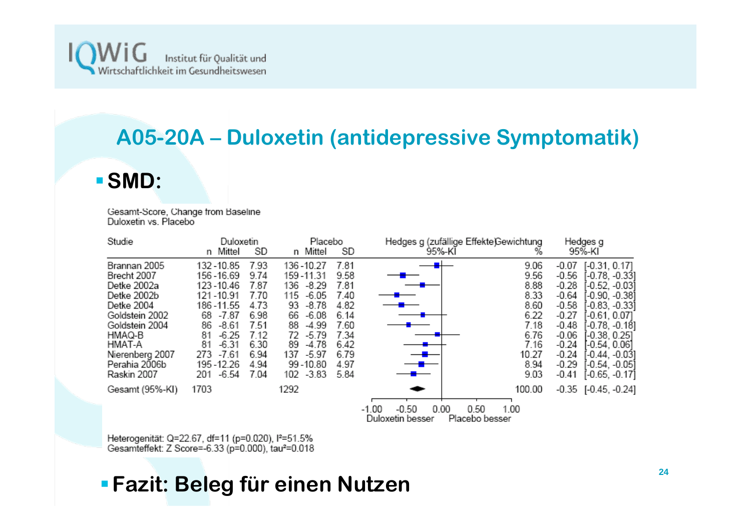## A05-20A – Duloxetin (antidepressive Symptomatik)

- **SMD:**

Gesamt-Score, Change from Baseline
Duloxetin vs. Placebo

| Studie | Duloxetin n | Duloxetin Mittel | Duloxetin SD | Placebo n | Placebo Mittel | Placebo SD | Gewichtung % | Hedges g 95%-KI |
|---|---|---|---|---|---|---|---|---|
| Brannan 2005 | 132 | -10.85 | 7.93 | 136 | -10.27 | 7.81 | 9.06 | -0.07 [-0.31, 0.17] |
| Brecht 2007 | 156 | -16.69 | 9.74 | 159 | -11.31 | 9.58 | 9.56 | -0.56 [-0.78, -0.33] |
| Detke 2002a | 123 | -10.46 | 7.87 | 136 | -8.29 | 7.81 | 8.88 | -0.28 [-0.52, -0.03] |
| Detke 2002b | 121 | -10.91 | 7.70 | 115 | -6.05 | 7.40 | 8.33 | -0.64 [-0.90, -0.38] |
| Detke 2004 | 186 | -11.55 | 4.73 | 93 | -8.78 | 4.82 | 8.60 | -0.58 [-0.83, -0.33] |
| Goldstein 2002 | 68 | -7.87 | 6.98 | 66 | -6.08 | 6.14 | 6.22 | -0.27 [-0.61, 0.07] |
| Goldstein 2004 | 86 | -8.61 | 7.51 | 88 | -4.99 | 7.60 | 7.18 | -0.48 [-0.78, -0.18] |
| HMAQ-B | 81 | -6.25 | 7.12 | 72 | -5.79 | 7.34 | 6.76 | -0.06 [-0.38, 0.25] |
| HMAT-A | 81 | -6.31 | 6.30 | 89 | -4.78 | 6.42 | 7.16 | -0.24 [-0.54, 0.06] |
| Nierenberg 2007 | 273 | -7.61 | 6.94 | 137 | -5.97 | 6.79 | 10.27 | -0.24 [-0.44, -0.03] |
| Perahia 2006b | 195 | -12.26 | 4.94 | 99 | -10.80 | 4.97 | 8.94 | -0.29 [-0.54, -0.05] |
| Raskin 2007 | 201 | -6.54 | 7.04 | 102 | -3.83 | 5.84 | 9.03 | -0.41 [-0.65, -0.17] |
| Gesamt (95%-KI) | 1703 | | | 1292 | | | 100.00 | -0.35 [-0.45, -0.24] |

Hedges g (zufällige Effekte) 95%-KI — Achse: -1.00 bis 1.00; Duloxetin besser / Placebo besser

Heterogenität: Q=22.67, df=11 (p=0.020), $I^2$=51.5%
Gesamteffekt: Z Score=-6.33 (p=0.000), $tau^2$=0.018

- **Fazit: Beleg für einen Nutzen**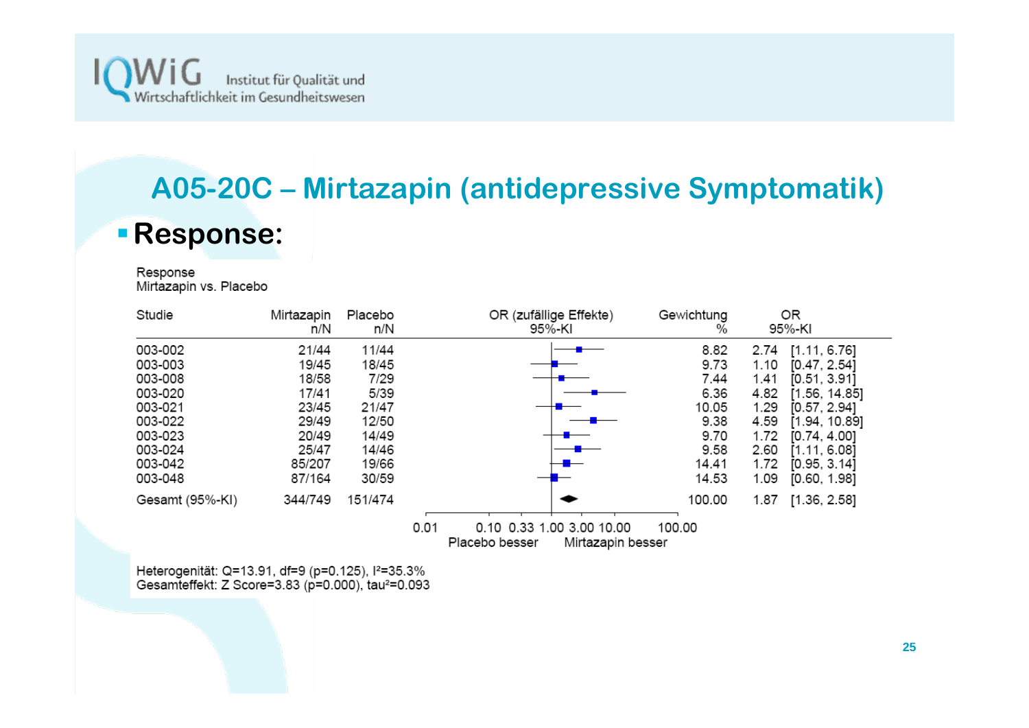## A05-20C – Mirtazapin (antidepressive Symptomatik)

- **Response:**

Response
Mirtazapin vs. Placebo

| Studie | Mirtazapin n/N | Placebo n/N | Gewichtung % | OR | 95%-KI |
|---|---|---|---|---|---|
| 003-002 | 21/44 | 11/44 | 8.82 | 2.74 | [1.11, 6.76] |
| 003-003 | 19/45 | 18/45 | 9.73 | 1.10 | [0.47, 2.54] |
| 003-008 | 18/58 | 7/29 | 7.44 | 1.41 | [0.51, 3.91] |
| 003-020 | 17/41 | 5/39 | 6.36 | 4.82 | [1.56, 14.85] |
| 003-021 | 23/45 | 21/47 | 10.05 | 1.29 | [0.57, 2.94] |
| 003-022 | 29/49 | 12/50 | 9.38 | 4.59 | [1.94, 10.89] |
| 003-023 | 20/49 | 14/49 | 9.70 | 1.72 | [0.74, 4.00] |
| 003-024 | 25/47 | 14/46 | 9.58 | 2.60 | [1.11, 6.08] |
| 003-042 | 85/207 | 19/66 | 14.41 | 1.72 | [0.95, 3.14] |
| 003-048 | 87/164 | 30/59 | 14.53 | 1.09 | [0.60, 1.98] |
| Gesamt (95%-KI) | 344/749 | 151/474 | 100.00 | 1.87 | [1.36, 2.58] |

OR (zufällige Effekte) 95%-KI — Achse: 0.01, 0.10, 0.33, 1.00, 3.00, 10.00, 100.00; Placebo besser | Mirtazapin besser

Heterogenität: Q=13.91, df=9 (p=0.125), $I^2$=35.3%
Gesamteffekt: Z Score=3.83 (p=0.000), $tau^2$=0.093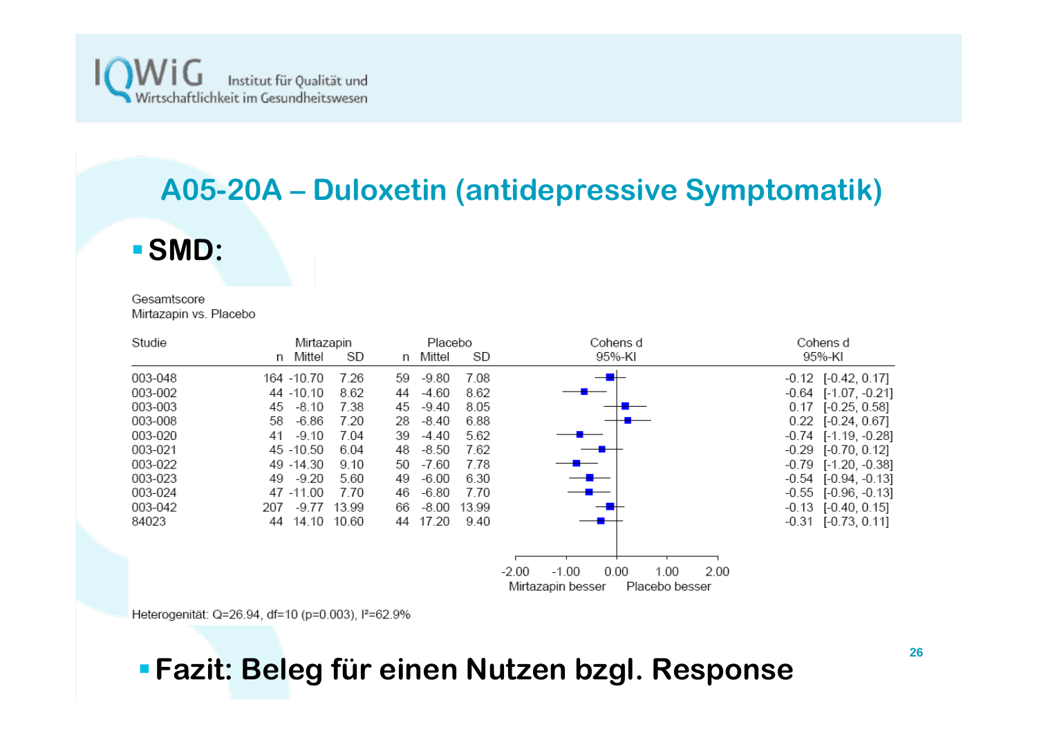# A05-20A – Duloxetin (antidepressive Symptomatik)

- **SMD:**

Gesamtscore
Mirtazapin vs. Placebo

| Studie | Mirtazapin n | Mirtazapin Mittel | Mirtazapin SD | Placebo n | Placebo Mittel | Placebo SD | Cohens d | 95%-KI |
|---|---|---|---|---|---|---|---|---|
| 003-048 | 164 | -10.70 | 7.26 | 59 | -9.80 | 7.08 | -0.12 | [-0.42, 0.17] |
| 003-002 | 44 | -10.10 | 8.62 | 44 | -4.60 | 8.62 | -0.64 | [-1.07, -0.21] |
| 003-003 | 45 | -8.10 | 7.38 | 45 | -9.40 | 8.05 | 0.17 | [-0.25, 0.58] |
| 003-008 | 58 | -6.86 | 7.20 | 28 | -8.40 | 6.88 | 0.22 | [-0.24, 0.67] |
| 003-020 | 41 | -9.10 | 7.04 | 39 | -4.40 | 5.62 | -0.74 | [-1.19, -0.28] |
| 003-021 | 45 | -10.50 | 6.04 | 48 | -8.50 | 7.62 | -0.29 | [-0.70, 0.12] |
| 003-022 | 49 | -14.30 | 9.10 | 50 | -7.60 | 7.78 | -0.79 | [-1.20, -0.38] |
| 003-023 | 49 | -9.20 | 5.60 | 49 | -6.00 | 6.30 | -0.54 | [-0.94, -0.13] |
| 003-024 | 47 | -11.00 | 7.70 | 46 | -6.80 | 7.70 | -0.55 | [-0.96, -0.13] |
| 003-042 | 207 | -9.77 | 13.99 | 66 | -8.00 | 13.99 | -0.13 | [-0.40, 0.15] |
| 84023 | 44 | 14.10 | 10.60 | 44 | 17.20 | 9.40 | -0.31 | [-0.73, 0.11] |

-2.00 -1.00 0.00 1.00 2.00
Mirtazapin besser — Placebo besser

Heterogenität: Q=26.94, df=10 (p=0.003), I²=62.9%

- **Fazit: Beleg für einen Nutzen bzgl. Response**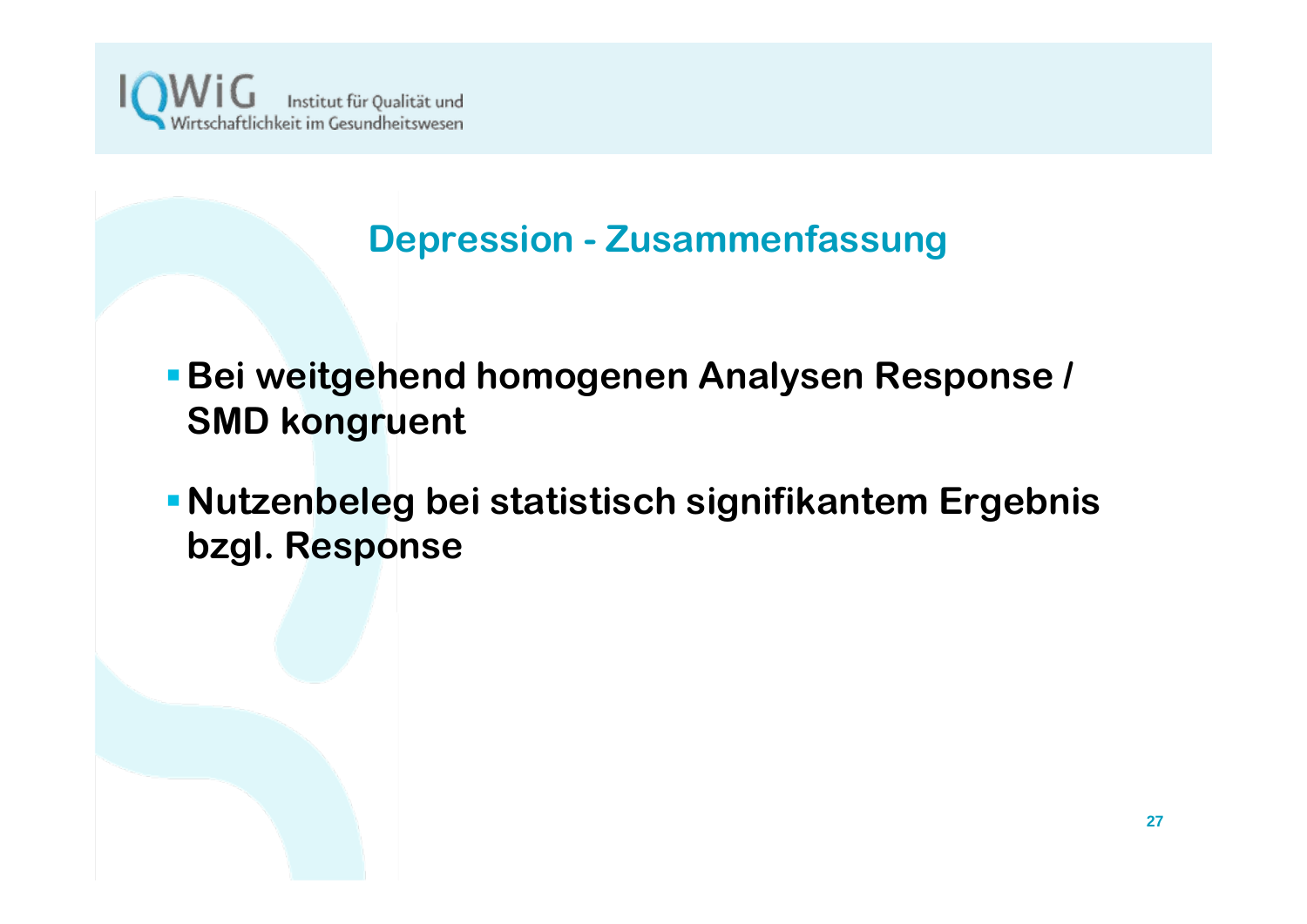## Depression - Zusammenfassung

- **Bei weitgehend homogenen Analysen Response / SMD kongruent**
- **Nutzenbeleg bei statistisch signifikantem Ergebnis bzgl. Response**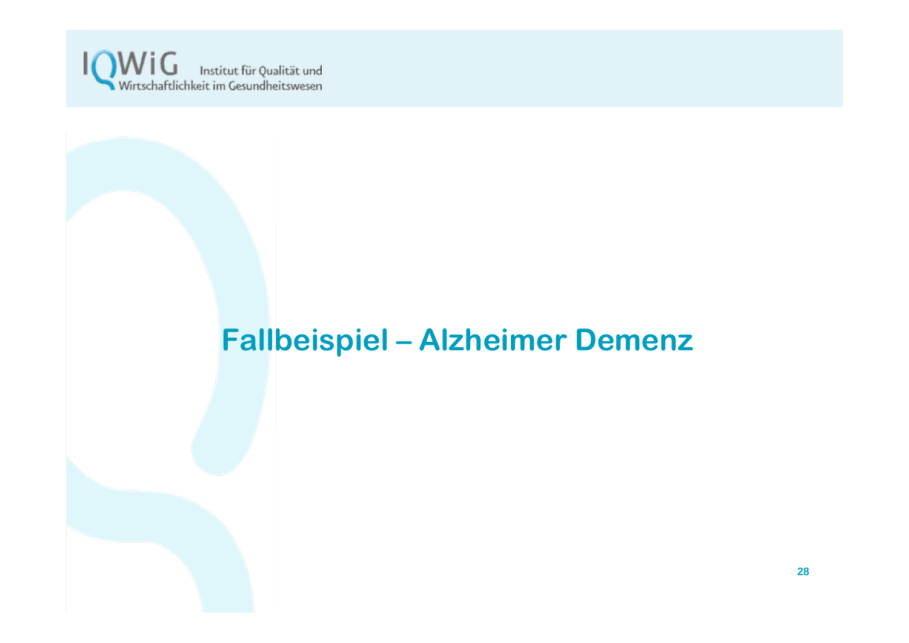# Fallbeispiel – Alzheimer Demenz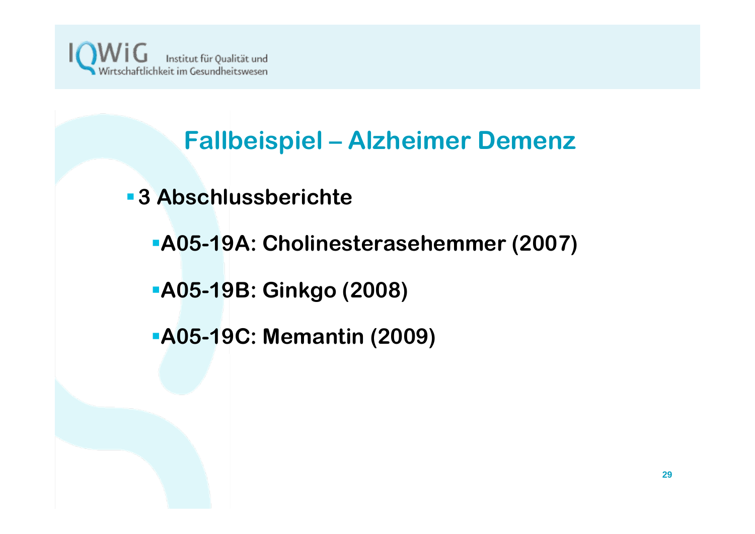## Fallbeispiel – Alzheimer Demenz

- **3 Abschlussberichte**
  - **A05-19A: Cholinesterasehemmer (2007)**
  - **A05-19B: Ginkgo (2008)**
  - **A05-19C: Memantin (2009)**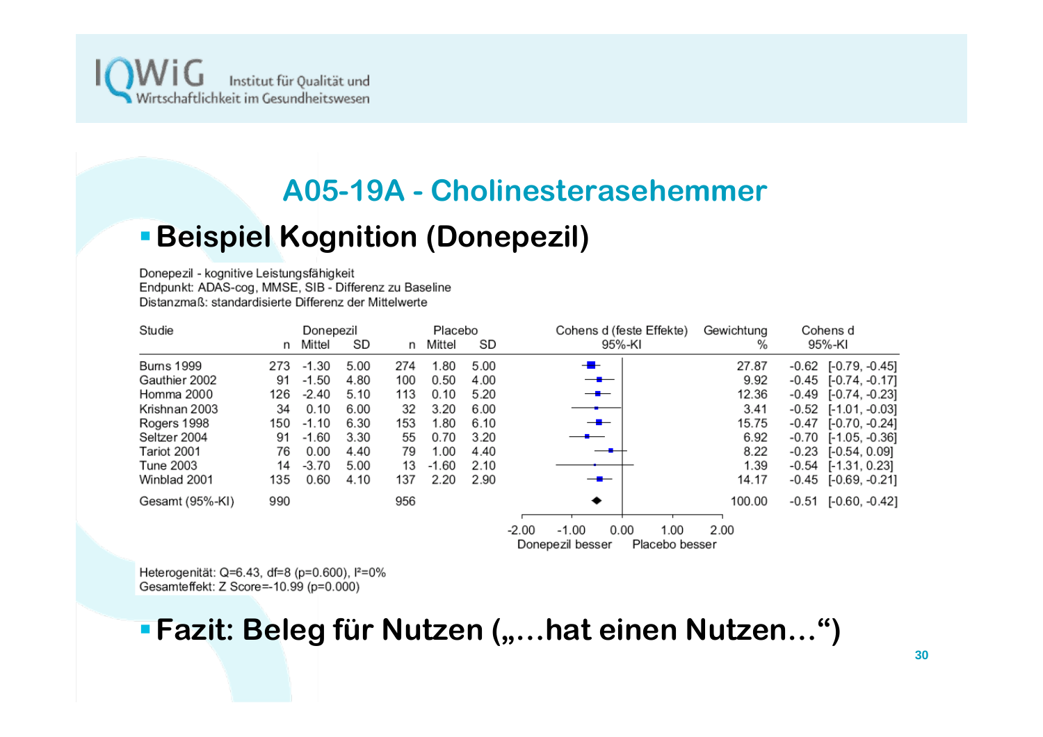# A05-19A - Cholinesterasehemmer

## Beispiel Kognition (Donepezil)

Donepezil - kognitive Leistungsfähigkeit
Endpunkt: ADAS-cog, MMSE, SIB - Differenz zu Baseline
Distanzmaß: standardisierte Differenz der Mittelwerte

| Studie | Donepezil | | | Placebo | | | Cohens d (feste Effekte) | Gewichtung | Cohens d |
|---|---|---|---|---|---|---|---|---|---|
| | n | Mittel | SD | n | Mittel | SD | 95%-KI | % | 95%-KI |
| Burns 1999 | 273 | -1.30 | 5.00 | 274 | 1.80 | 5.00 | | 27.87 | -0.62 [-0.79, -0.45] |
| Gauthier 2002 | 91 | -1.50 | 4.80 | 100 | 0.50 | 4.00 | | 9.92 | -0.45 [-0.74, -0.17] |
| Homma 2000 | 126 | -2.40 | 5.10 | 113 | 0.10 | 5.20 | | 12.36 | -0.49 [-0.74, -0.23] |
| Krishnan 2003 | 34 | 0.10 | 6.00 | 32 | 3.20 | 6.00 | | 3.41 | -0.52 [-1.01, -0.03] |
| Rogers 1998 | 150 | -1.10 | 6.30 | 153 | 1.80 | 6.10 | | 15.75 | -0.47 [-0.70, -0.24] |
| Seltzer 2004 | 91 | -1.60 | 3.30 | 55 | 0.70 | 3.20 | | 6.92 | -0.70 [-1.05, -0.36] |
| Tariot 2001 | 76 | 0.00 | 4.40 | 79 | 1.00 | 4.40 | | 8.22 | -0.23 [-0.54, 0.09] |
| Tune 2003 | 14 | -3.70 | 5.00 | 13 | -1.60 | 2.10 | | 1.39 | -0.54 [-1.31, 0.23] |
| Winblad 2001 | 135 | 0.60 | 4.10 | 137 | 2.20 | 2.90 | | 14.17 | -0.45 [-0.69, -0.21] |
| Gesamt (95%-KI) | 990 | | | 956 | | | | 100.00 | -0.51 [-0.60, -0.42] |

-2.00 -1.00 0.00 1.00 2.00
Donepezil besser — Placebo besser

Heterogenität: Q=6.43, df=8 (p=0.600), $I^2$=0%
Gesamteffekt: Z Score=-10.99 (p=0.000)

- **Fazit: Beleg für Nutzen („…hat einen Nutzen…“)**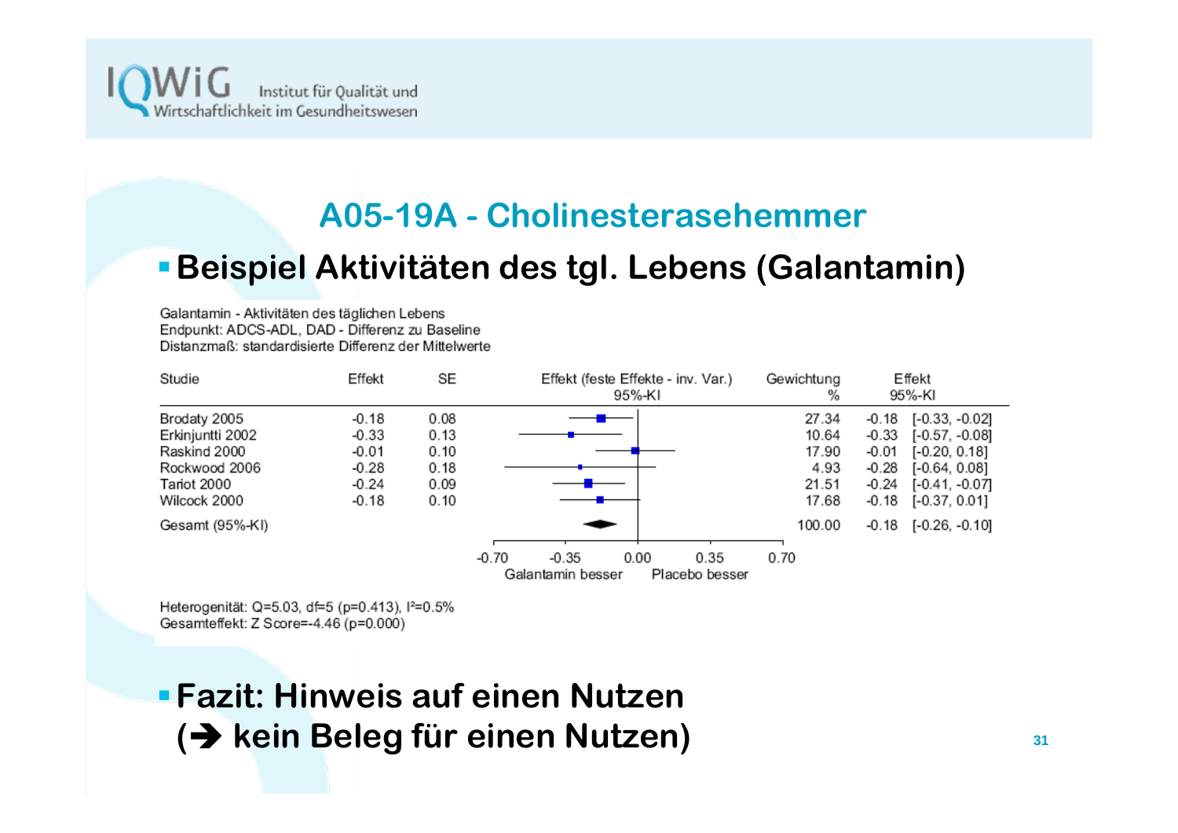# A05-19A - Cholinesterasehemmer

## Beispiel Aktivitäten des tgl. Lebens (Galantamin)

Galantamin - Aktivitäten des täglichen Lebens
Endpunkt: ADCS-ADL, DAD - Differenz zu Baseline
Distanzmaß: standardisierte Differenz der Mittelwerte

| Studie | Effekt | SE | Gewichtung % | Effekt 95%-KI |
|---|---|---|---|---|
| Brodaty 2005 | -0.18 | 0.08 | 27.34 | -0.18 [-0.33, -0.02] |
| Erkinjuntti 2002 | -0.33 | 0.13 | 10.64 | -0.33 [-0.57, -0.08] |
| Raskind 2000 | -0.01 | 0.10 | 17.90 | -0.01 [-0.20, 0.18] |
| Rockwood 2006 | -0.28 | 0.18 | 4.93 | -0.28 [-0.64, 0.08] |
| Tariot 2000 | -0.24 | 0.09 | 21.51 | -0.24 [-0.41, -0.07] |
| Wilcock 2000 | -0.18 | 0.10 | 17.68 | -0.18 [-0.37, 0.01] |
| Gesamt (95%-KI) | | | 100.00 | -0.18 [-0.26, -0.10] |

Effekt (feste Effekte - inv. Var.) 95%-KI; Achse: -0.70, -0.35, 0.00, 0.35, 0.70; Galantamin besser – Placebo besser

Heterogenität: Q=5.03, df=5 (p=0.413), $I^2$=0.5%
Gesamteffekt: Z Score=-4.46 (p=0.000)

- **Fazit: Hinweis auf einen Nutzen (➔ kein Beleg für einen Nutzen)**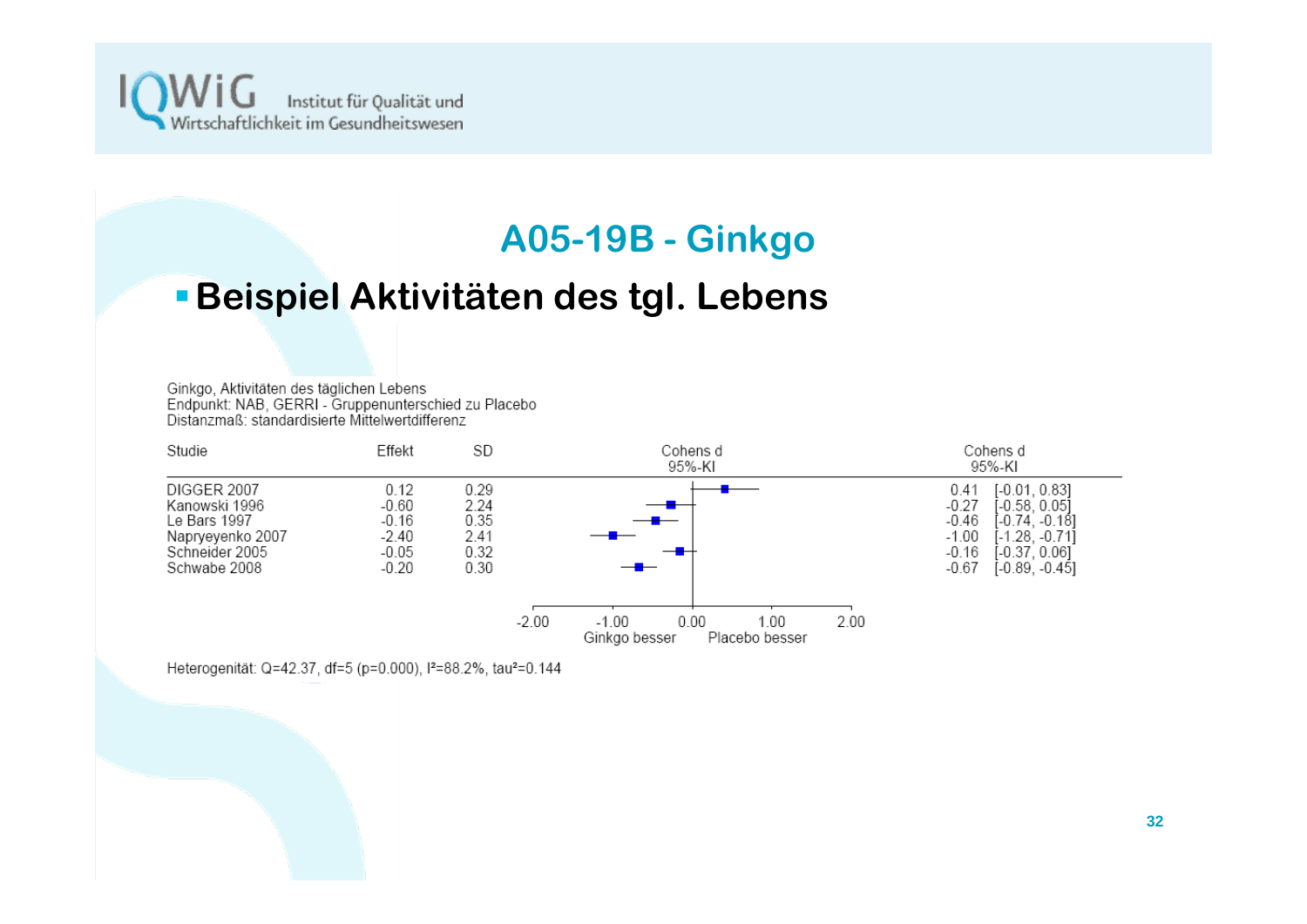# A05-19B - Ginkgo

- **Beispiel Aktivitäten des tgl. Lebens**

Ginkgo, Aktivitäten des täglichen Lebens
Endpunkt: NAB, GERRI - Gruppenunterschied zu Placebo
Distanzmaß: standardisierte Mittelwertdifferenz

| Studie | Effekt | SD | Cohens d 95%-KI |
|---|---|---|---|
| DIGGER 2007 | 0.12 | 0.29 | 0.41 [-0.01, 0.83] |
| Kanowski 1996 | -0.60 | 2.24 | -0.27 [-0.58, 0.05] |
| Le Bars 1997 | -0.16 | 0.35 | -0.46 [-0.74, -0.18] |
| Napryeyenko 2007 | -2.40 | 2.41 | -1.00 [-1.28, -0.71] |
| Schneider 2005 | -0.05 | 0.32 | -0.16 [-0.37, 0.06] |
| Schwabe 2008 | -0.20 | 0.30 | -0.67 [-0.89, -0.45] |

Achse: -2.00, -1.00, 0.00, 1.00, 2.00 — Ginkgo besser | Placebo besser

Heterogenität: Q=42.37, df=5 (p=0.000), I²=88.2%, tau²=0.144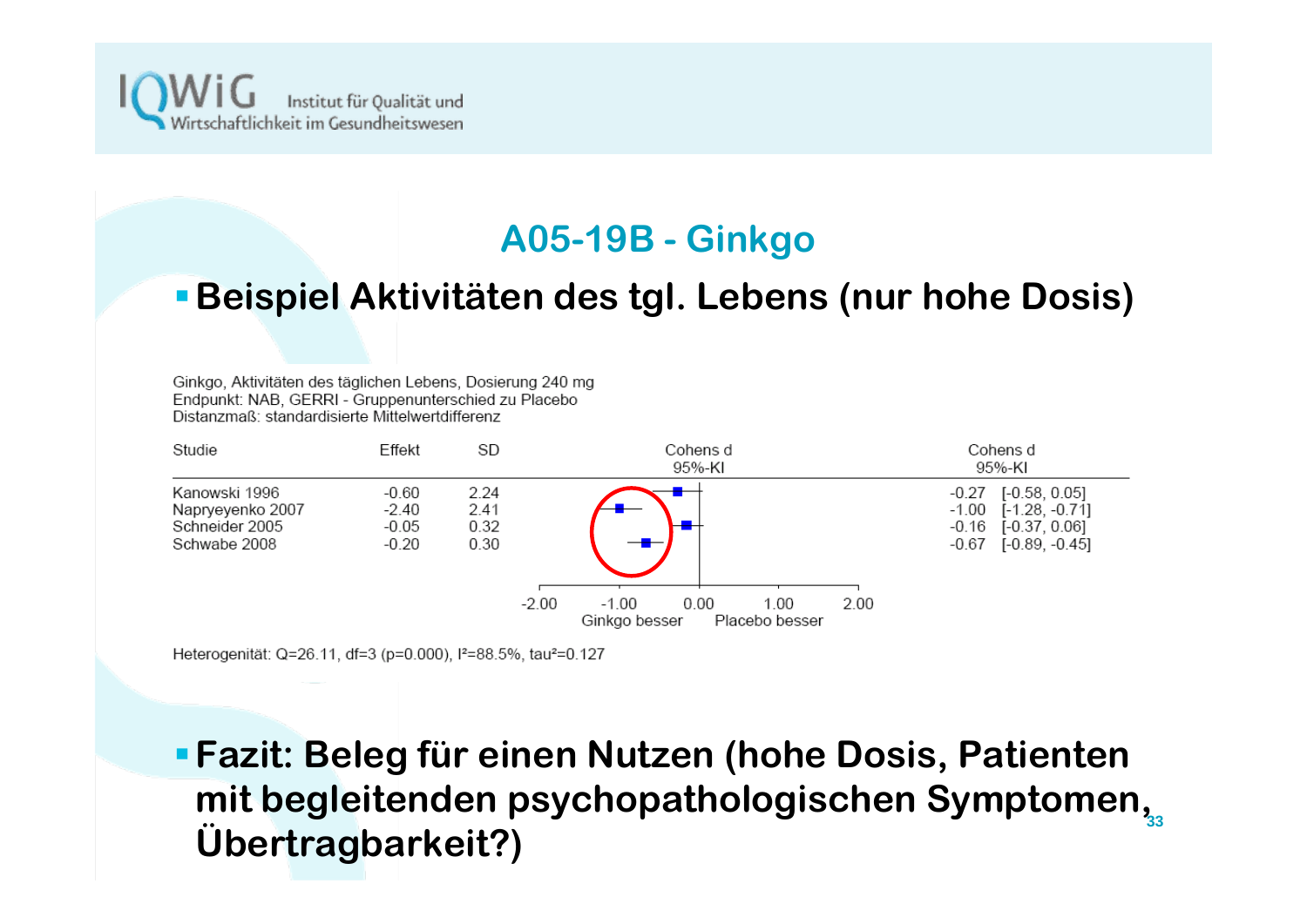## A05-19B - Ginkgo

- **Beispiel Aktivitäten des tgl. Lebens (nur hohe Dosis)**

Ginkgo, Aktivitäten des täglichen Lebens, Dosierung 240 mg
Endpunkt: NAB, GERRI - Gruppenunterschied zu Placebo
Distanzmaß: standardisierte Mittelwertdifferenz

| Studie | Effekt | SD | Cohens d 95%-KI |
|---|---|---|---|
| Kanowski 1996 | -0.60 | 2.24 | -0.27 [-0.58, 0.05] |
| Napryeyenko 2007 | -2.40 | 2.41 | -1.00 [-1.28, -0.71] |
| Schneider 2005 | -0.05 | 0.32 | -0.16 [-0.37, 0.06] |
| Schwabe 2008 | -0.20 | 0.30 | -0.67 [-0.89, -0.45] |

Ginkgo besser — Placebo besser

Heterogenität: Q=26.11, df=3 (p=0.000), $I^2$=88.5%, $tau^2$=0.127

- **Fazit: Beleg für einen Nutzen (hohe Dosis, Patienten mit begleitenden psychopathologischen Symptomen, Übertragbarkeit?)**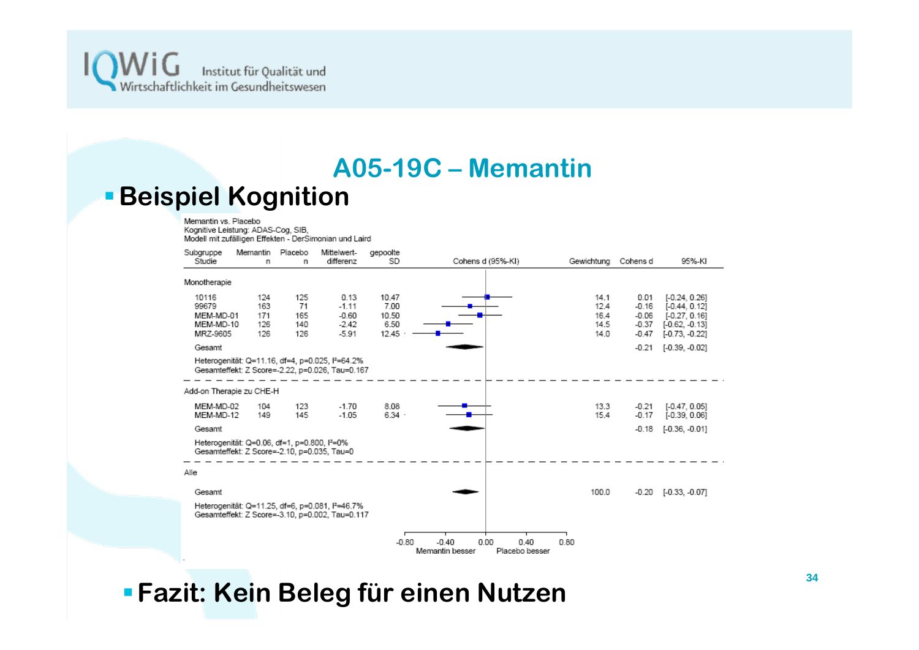# A05-19C – Memantin

- **Beispiel Kognition**

Memantin vs. Placebo
Kognitive Leistung: ADAS-Cog, SIB,
Modell mit zufälligen Effekten - DerSimonian und Laird

| Subgruppe Studie | Memantin n | Placebo n | Mittelwert-differenz | gepoolte SD | Gewichtung | Cohens d | 95%-KI |
|---|---|---|---|---|---|---|---|
| **Monotherapie** | | | | | | | |
| 10116 | 124 | 125 | 0.13 | 10.47 | 14.1 | 0.01 | [-0.24, 0.26] |
| 99679 | 163 | 71 | -1.11 | 7.00 | 12.4 | -0.16 | [-0.44, 0.12] |
| MEM-MD-01 | 171 | 165 | -0.60 | 10.50 | 16.4 | -0.06 | [-0.27, 0.16] |
| MEM-MD-10 | 126 | 140 | -2.42 | 6.50 | 14.5 | -0.37 | [-0.62, -0.13] |
| MRZ-9605 | 126 | 126 | -5.91 | 12.45 | 14.0 | -0.47 | [-0.73, -0.22] |
| Gesamt | | | | | | -0.21 | [-0.39, -0.02] |
| **Add-on Therapie zu CHE-H** | | | | | | | |
| MEM-MD-02 | 104 | 123 | -1.70 | 8.08 | 13.3 | -0.21 | [-0.47, 0.05] |
| MEM-MD-12 | 149 | 145 | -1.05 | 6.34 | 15.4 | -0.17 | [-0.39, 0.06] |
| Gesamt | | | | | | -0.18 | [-0.36, -0.01] |
| **Alle** | | | | | | | |
| Gesamt | | | | | 100.0 | -0.20 | [-0.33, -0.07] |

Monotherapie:
Heterogenität: Q=11.16, df=4, p=0.025, $I^2$=64.2%
Gesamteffekt: Z Score=-2.22, p=0.026, Tau=0.167

Add-on Therapie zu CHE-H:
Heterogenität: Q=0.06, df=1, p=0.800, $I^2$=0%
Gesamteffekt: Z Score=-2.10, p=0.035, Tau=0

Alle:
Heterogenität: Q=11.25, df=6, p=0.081, $I^2$=46.7%
Gesamteffekt: Z Score=-3.10, p=0.002, Tau=0.117

Cohens d (95%-KI): Achse -0.80 bis 0.80; links: Memantin besser, rechts: Placebo besser

- **Fazit: Kein Beleg für einen Nutzen**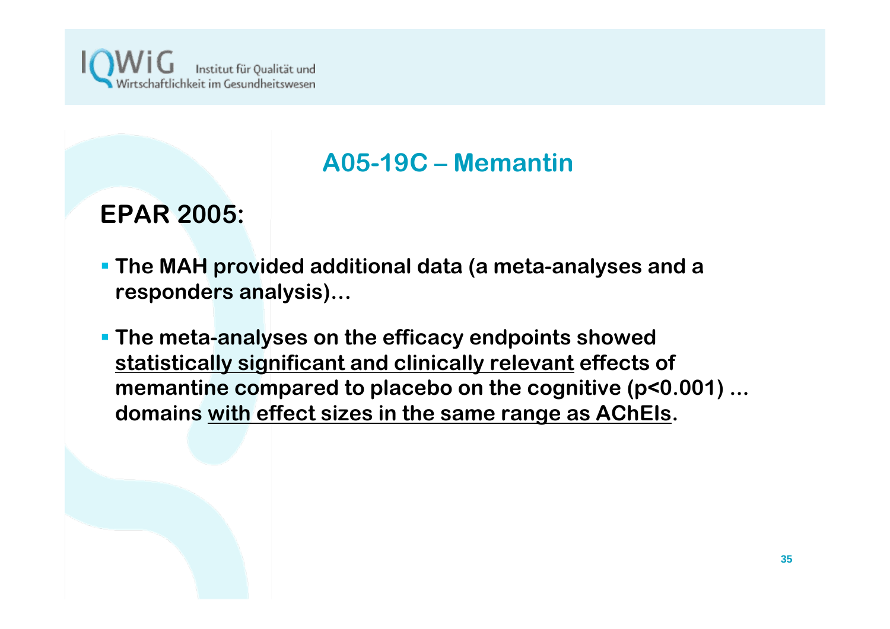# A05-19C – Memantin

## EPAR 2005:

- **The MAH provided additional data (a meta-analyses and a responders analysis)…**
- **The meta-analyses on the efficacy endpoints showed <u>statistically significant and clinically relevant</u> effects of memantine compared to placebo on the cognitive (p<0.001) … domains <u>with effect sizes in the same range as AChEIs</u>.**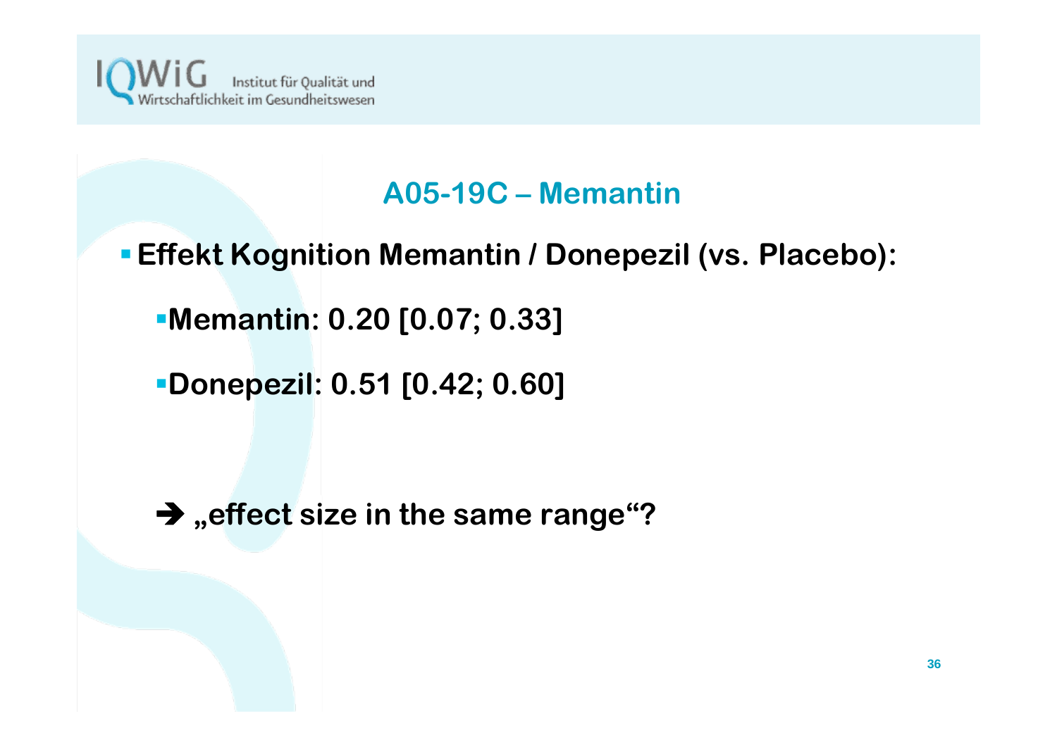# A05-19C – Memantin

- **Effekt Kognition Memantin / Donepezil (vs. Placebo):**
  - **Memantin: 0.20 [0.07; 0.33]**
  - **Donepezil: 0.51 [0.42; 0.60]**

**➔ „effect size in the same range"?**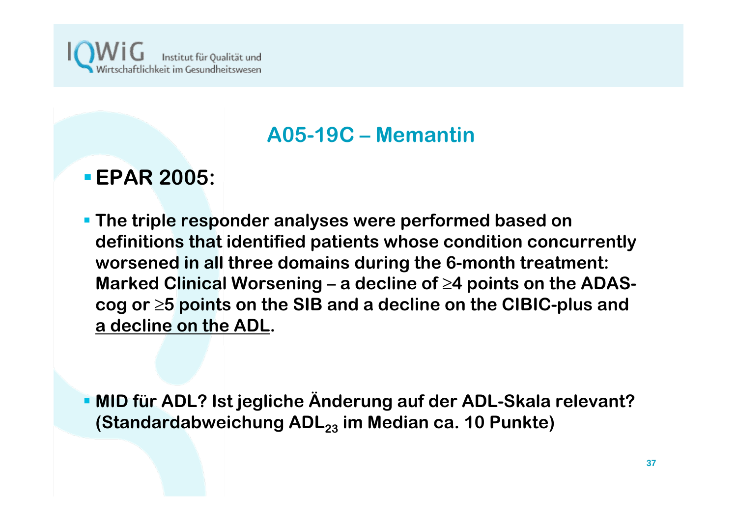## A05-19C – Memantin

- **EPAR 2005:**

- **The triple responder analyses were performed based on definitions that identified patients whose condition concurrently worsened in all three domains during the 6-month treatment: Marked Clinical Worsening – a decline of ≥4 points on the ADAS-cog or ≥5 points on the SIB and a decline on the CIBIC-plus and <u>a decline on the ADL</u>.**

- **MID für ADL? Ist jegliche Änderung auf der ADL-Skala relevant? (Standardabweichung $ADL_{23}$ im Median ca. 10 Punkte)**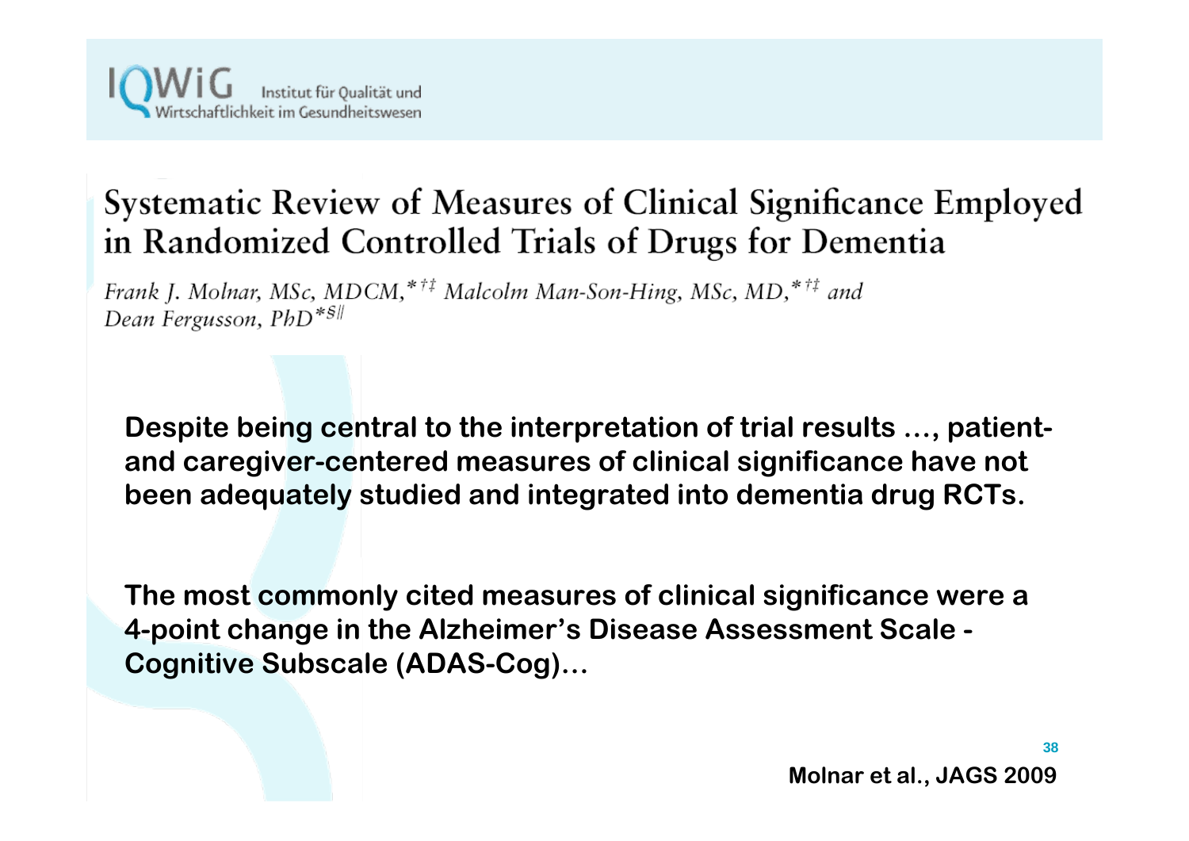# Systematic Review of Measures of Clinical Significance Employed in Randomized Controlled Trials of Drugs for Dementia

*Frank J. Molnar, MSc, MDCM,*[*†‡] *Malcolm Man-Son-Hing, MSc, MD,*[*†‡] *and Dean Fergusson, PhD*[*§||]

**Despite being central to the interpretation of trial results …, patient- and caregiver-centered measures of clinical significance have not been adequately studied and integrated into dementia drug RCTs.**

**The most commonly cited measures of clinical significance were a 4-point change in the Alzheimer's Disease Assessment Scale - Cognitive Subscale (ADAS-Cog)…**

**Molnar et al., JAGS 2009**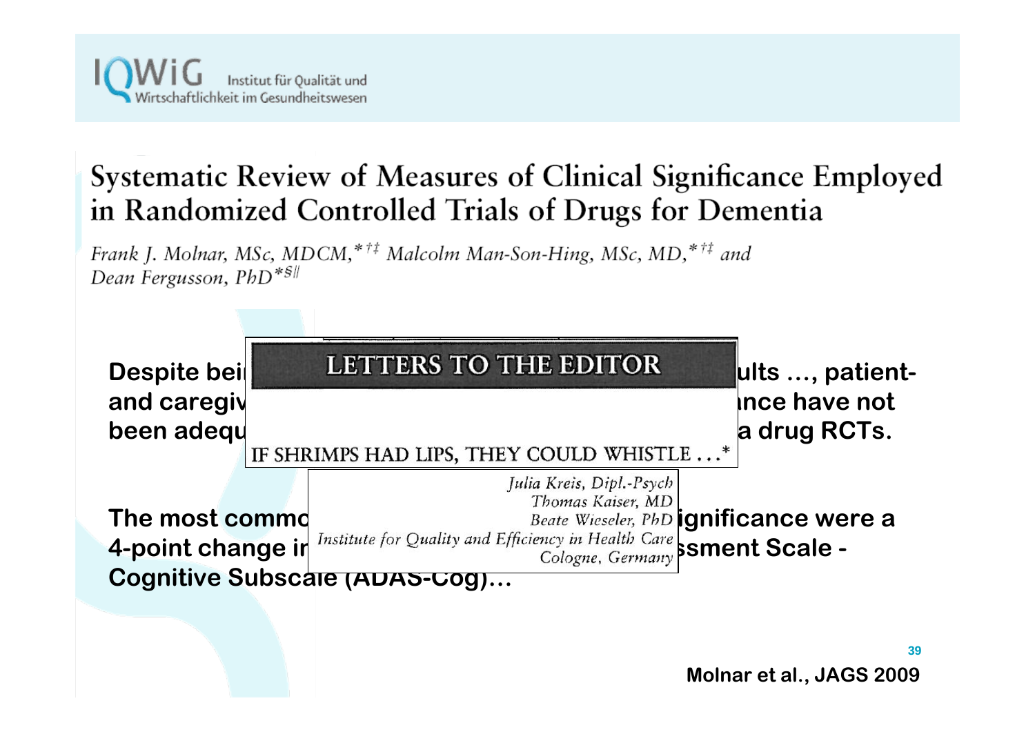# Systematic Review of Measures of Clinical Significance Employed in Randomized Controlled Trials of Drugs for Dementia

*Frank J. Molnar, MSc, MDCM,*[*†‡] *Malcolm Man-Son-Hing, MSc, MD,*[*†‡] *and Dean Fergusson, PhD*[*§||]

**Despite bei[...]ults ..., patient- and caregiv[...]nce have not been adequ[...]a drug RCTs.**

**LETTERS TO THE EDITOR**

IF SHRIMPS HAD LIPS, THEY COULD WHISTLE ...*

*Julia Kreis, Dipl.-Psych*
*Thomas Kaiser, MD*
*Beate Wieseler, PhD*
*Institute for Quality and Efficiency in Health Care*
*Cologne, Germany*

**The most commo[...]ignificance were a 4-point change ir[...]ssment Scale - Cognitive Subscale (ADAS-Cog)...**

**Molnar et al., JAGS 2009**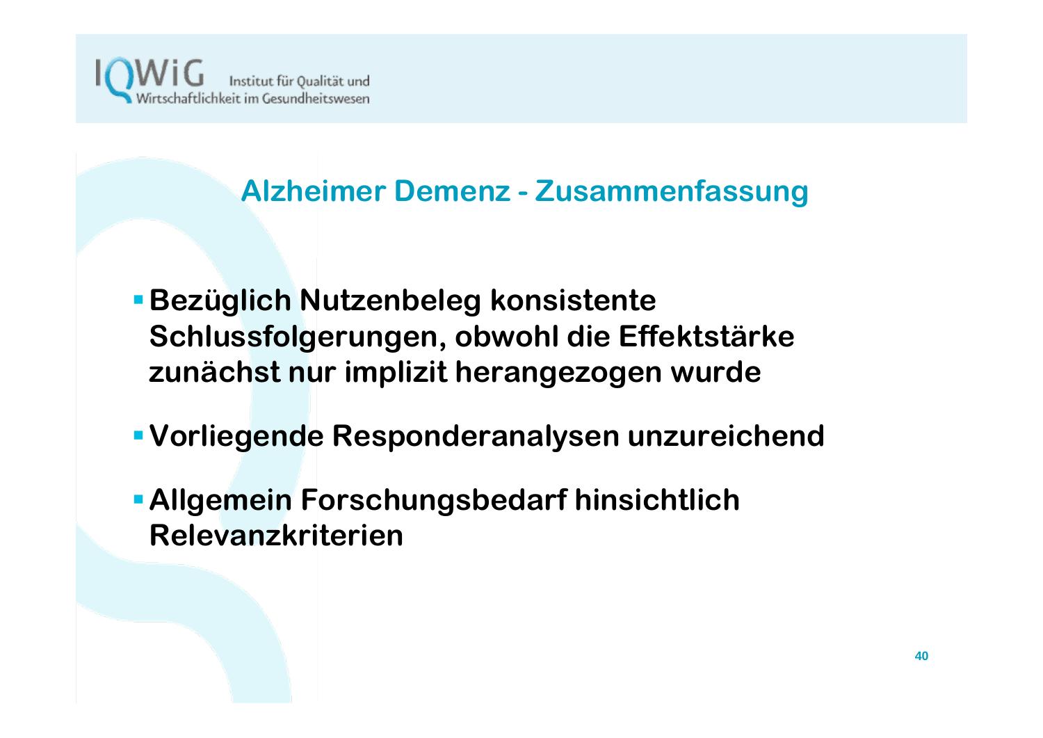## Alzheimer Demenz - Zusammenfassung

- **Bezüglich Nutzenbeleg konsistente Schlussfolgerungen, obwohl die Effektstärke zunächst nur implizit herangezogen wurde**
- **Vorliegende Responderanalysen unzureichend**
- **Allgemein Forschungsbedarf hinsichtlich Relevanzkriterien**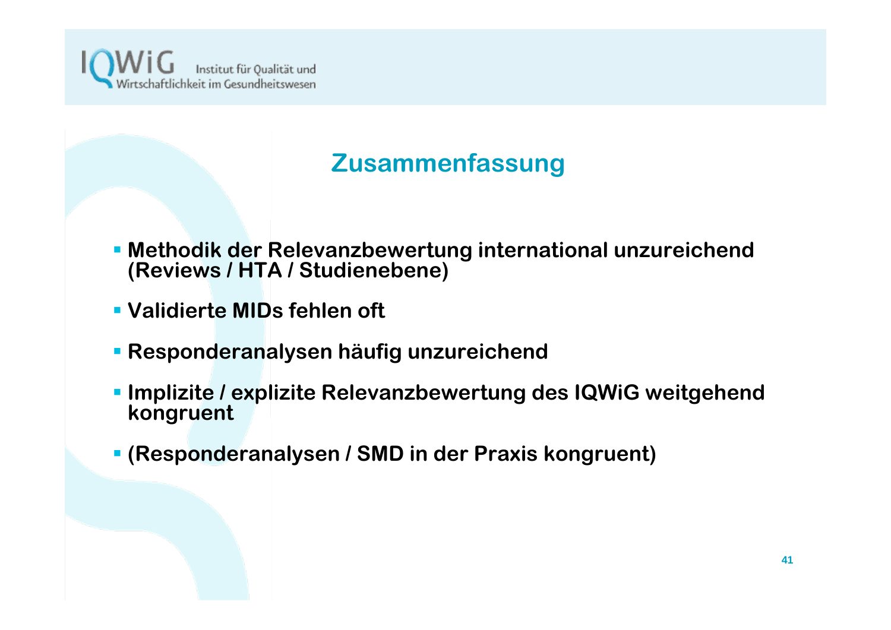## Zusammenfassung

- **Methodik der Relevanzbewertung international unzureichend (Reviews / HTA / Studienebene)**
- **Validierte MIDs fehlen oft**
- **Responderanalysen häufig unzureichend**
- **Implizite / explizite Relevanzbewertung des IQWiG weitgehend kongruent**
- **(Responderanalysen / SMD in der Praxis kongruent)**